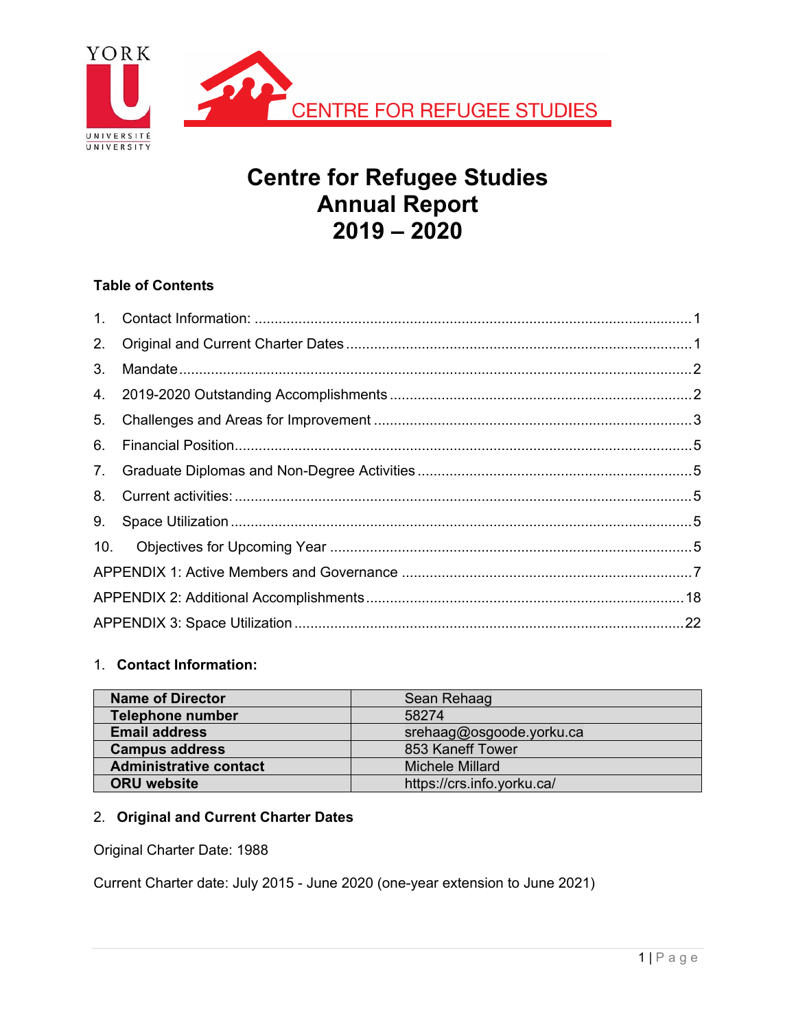# Centre for Refugee Studies Annual Report 2019 – 2020

**Table of Contents**

1. Contact Information: ..... 1
2. Original and Current Charter Dates ..... 1
3. Mandate ..... 2
4. 2019-2020 Outstanding Accomplishments ..... 2
5. Challenges and Areas for Improvement ..... 3
6. Financial Position ..... 5
7. Graduate Diplomas and Non-Degree Activities ..... 5
8. Current activities: ..... 5
9. Space Utilization ..... 5
10. Objectives for Upcoming Year ..... 5

APPENDIX 1: Active Members and Governance ..... 7
APPENDIX 2: Additional Accomplishments ..... 18
APPENDIX 3: Space Utilization ..... 22

## 1. Contact Information:

| | |
|---|---|
| **Name of Director** | Sean Rehaag |
| **Telephone number** | 58274 |
| **Email address** | srehaag@osgoode.yorku.ca |
| **Campus address** | 853 Kaneff Tower |
| **Administrative contact** | Michele Millard |
| **ORU website** | https://crs.info.yorku.ca/ |

## 2. Original and Current Charter Dates

Original Charter Date: 1988

Current Charter date: July 2015 - June 2020 (one-year extension to June 2021)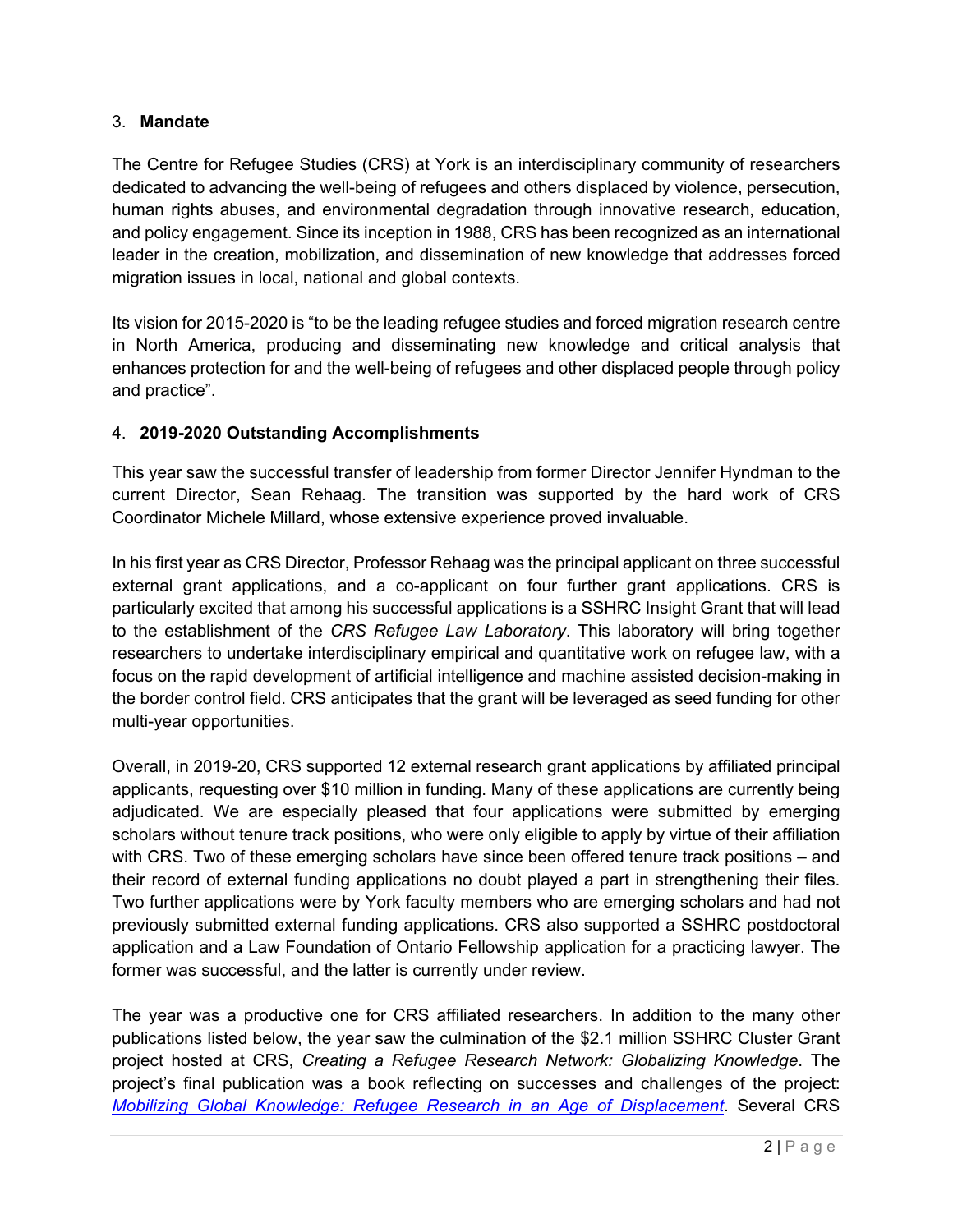## 3. **Mandate**

The Centre for Refugee Studies (CRS) at York is an interdisciplinary community of researchers dedicated to advancing the well-being of refugees and others displaced by violence, persecution, human rights abuses, and environmental degradation through innovative research, education, and policy engagement. Since its inception in 1988, CRS has been recognized as an international leader in the creation, mobilization, and dissemination of new knowledge that addresses forced migration issues in local, national and global contexts.

Its vision for 2015-2020 is "to be the leading refugee studies and forced migration research centre in North America, producing and disseminating new knowledge and critical analysis that enhances protection for and the well-being of refugees and other displaced people through policy and practice".

## 4. **2019-2020 Outstanding Accomplishments**

This year saw the successful transfer of leadership from former Director Jennifer Hyndman to the current Director, Sean Rehaag. The transition was supported by the hard work of CRS Coordinator Michele Millard, whose extensive experience proved invaluable.

In his first year as CRS Director, Professor Rehaag was the principal applicant on three successful external grant applications, and a co-applicant on four further grant applications. CRS is particularly excited that among his successful applications is a SSHRC Insight Grant that will lead to the establishment of the *CRS Refugee Law Laboratory*. This laboratory will bring together researchers to undertake interdisciplinary empirical and quantitative work on refugee law, with a focus on the rapid development of artificial intelligence and machine assisted decision-making in the border control field. CRS anticipates that the grant will be leveraged as seed funding for other multi-year opportunities.

Overall, in 2019-20, CRS supported 12 external research grant applications by affiliated principal applicants, requesting over $10 million in funding. Many of these applications are currently being adjudicated. We are especially pleased that four applications were submitted by emerging scholars without tenure track positions, who were only eligible to apply by virtue of their affiliation with CRS. Two of these emerging scholars have since been offered tenure track positions – and their record of external funding applications no doubt played a part in strengthening their files. Two further applications were by York faculty members who are emerging scholars and had not previously submitted external funding applications. CRS also supported a SSHRC postdoctoral application and a Law Foundation of Ontario Fellowship application for a practicing lawyer. The former was successful, and the latter is currently under review.

The year was a productive one for CRS affiliated researchers. In addition to the many other publications listed below, the year saw the culmination of the $2.1 million SSHRC Cluster Grant project hosted at CRS, *Creating a Refugee Research Network: Globalizing Knowledge*. The project's final publication was a book reflecting on successes and challenges of the project: *Mobilizing Global Knowledge: Refugee Research in an Age of Displacement*. Several CRS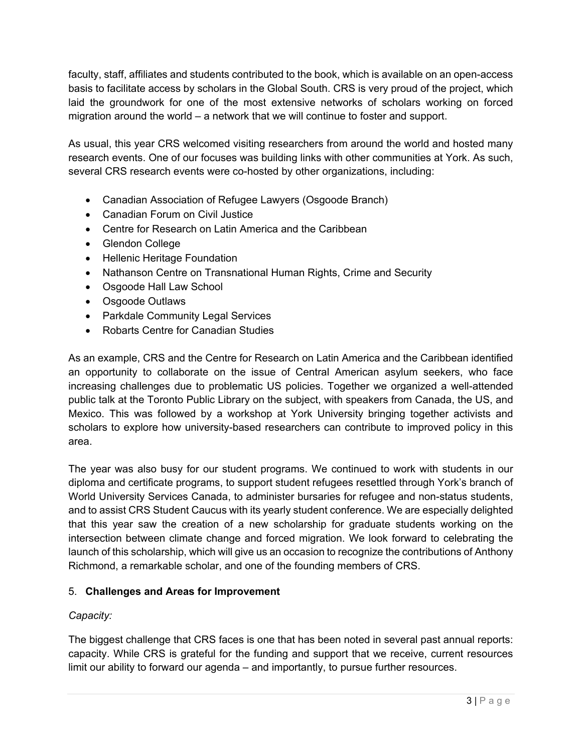faculty, staff, affiliates and students contributed to the book, which is available on an open-access basis to facilitate access by scholars in the Global South. CRS is very proud of the project, which laid the groundwork for one of the most extensive networks of scholars working on forced migration around the world – a network that we will continue to foster and support.

As usual, this year CRS welcomed visiting researchers from around the world and hosted many research events. One of our focuses was building links with other communities at York. As such, several CRS research events were co-hosted by other organizations, including:

- Canadian Association of Refugee Lawyers (Osgoode Branch)
- Canadian Forum on Civil Justice
- Centre for Research on Latin America and the Caribbean
- Glendon College
- Hellenic Heritage Foundation
- Nathanson Centre on Transnational Human Rights, Crime and Security
- Osgoode Hall Law School
- Osgoode Outlaws
- Parkdale Community Legal Services
- Robarts Centre for Canadian Studies

As an example, CRS and the Centre for Research on Latin America and the Caribbean identified an opportunity to collaborate on the issue of Central American asylum seekers, who face increasing challenges due to problematic US policies. Together we organized a well-attended public talk at the Toronto Public Library on the subject, with speakers from Canada, the US, and Mexico. This was followed by a workshop at York University bringing together activists and scholars to explore how university-based researchers can contribute to improved policy in this area.

The year was also busy for our student programs. We continued to work with students in our diploma and certificate programs, to support student refugees resettled through York's branch of World University Services Canada, to administer bursaries for refugee and non-status students, and to assist CRS Student Caucus with its yearly student conference. We are especially delighted that this year saw the creation of a new scholarship for graduate students working on the intersection between climate change and forced migration. We look forward to celebrating the launch of this scholarship, which will give us an occasion to recognize the contributions of Anthony Richmond, a remarkable scholar, and one of the founding members of CRS.

## 5. **Challenges and Areas for Improvement**

*Capacity:*

The biggest challenge that CRS faces is one that has been noted in several past annual reports: capacity. While CRS is grateful for the funding and support that we receive, current resources limit our ability to forward our agenda – and importantly, to pursue further resources.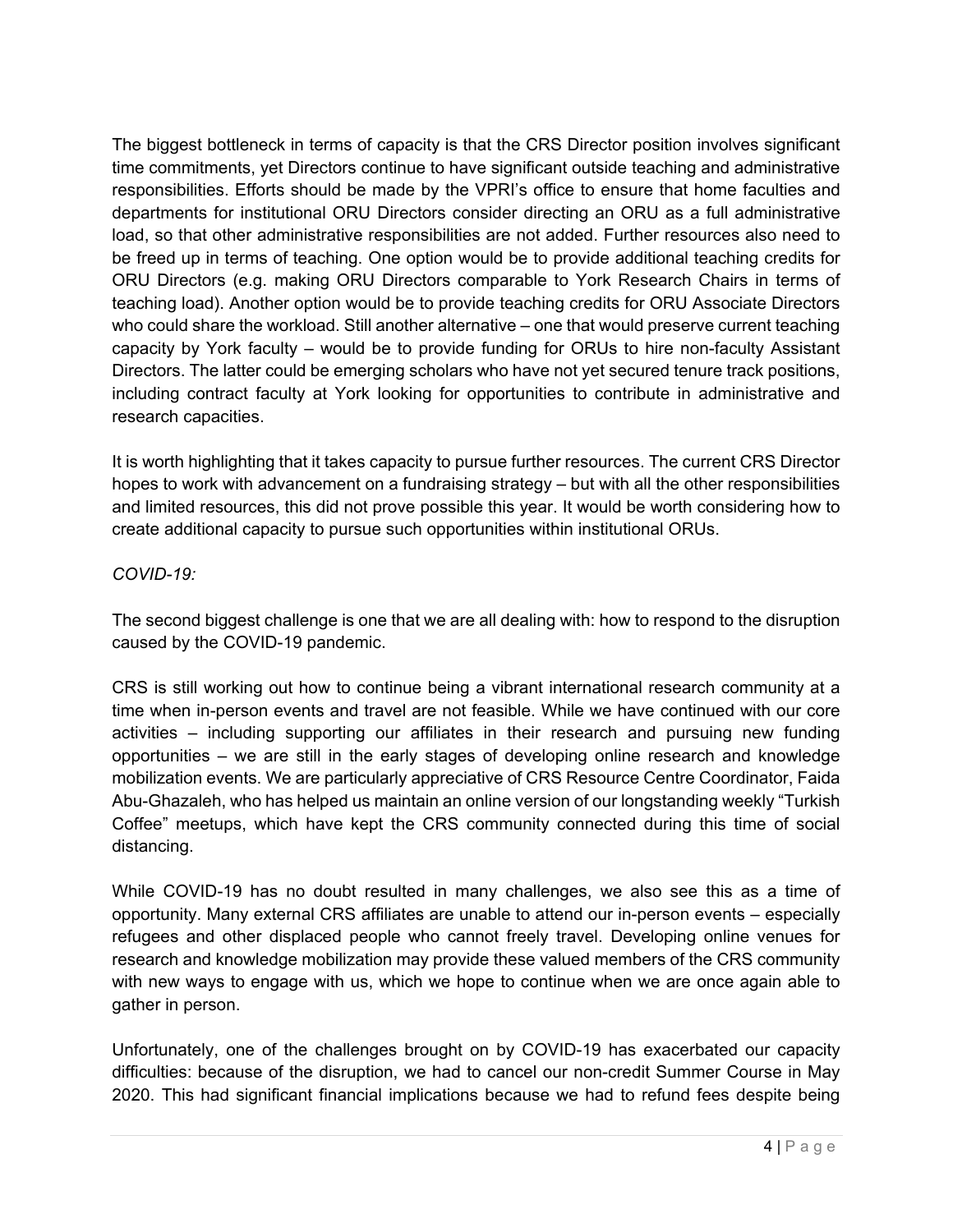The biggest bottleneck in terms of capacity is that the CRS Director position involves significant time commitments, yet Directors continue to have significant outside teaching and administrative responsibilities. Efforts should be made by the VPRI's office to ensure that home faculties and departments for institutional ORU Directors consider directing an ORU as a full administrative load, so that other administrative responsibilities are not added. Further resources also need to be freed up in terms of teaching. One option would be to provide additional teaching credits for ORU Directors (e.g. making ORU Directors comparable to York Research Chairs in terms of teaching load). Another option would be to provide teaching credits for ORU Associate Directors who could share the workload. Still another alternative – one that would preserve current teaching capacity by York faculty – would be to provide funding for ORUs to hire non-faculty Assistant Directors. The latter could be emerging scholars who have not yet secured tenure track positions, including contract faculty at York looking for opportunities to contribute in administrative and research capacities.

It is worth highlighting that it takes capacity to pursue further resources. The current CRS Director hopes to work with advancement on a fundraising strategy – but with all the other responsibilities and limited resources, this did not prove possible this year. It would be worth considering how to create additional capacity to pursue such opportunities within institutional ORUs.

*COVID-19:*

The second biggest challenge is one that we are all dealing with: how to respond to the disruption caused by the COVID-19 pandemic.

CRS is still working out how to continue being a vibrant international research community at a time when in-person events and travel are not feasible. While we have continued with our core activities – including supporting our affiliates in their research and pursuing new funding opportunities – we are still in the early stages of developing online research and knowledge mobilization events. We are particularly appreciative of CRS Resource Centre Coordinator, Faida Abu-Ghazaleh, who has helped us maintain an online version of our longstanding weekly "Turkish Coffee" meetups, which have kept the CRS community connected during this time of social distancing.

While COVID-19 has no doubt resulted in many challenges, we also see this as a time of opportunity. Many external CRS affiliates are unable to attend our in-person events – especially refugees and other displaced people who cannot freely travel. Developing online venues for research and knowledge mobilization may provide these valued members of the CRS community with new ways to engage with us, which we hope to continue when we are once again able to gather in person.

Unfortunately, one of the challenges brought on by COVID-19 has exacerbated our capacity difficulties: because of the disruption, we had to cancel our non-credit Summer Course in May 2020. This had significant financial implications because we had to refund fees despite being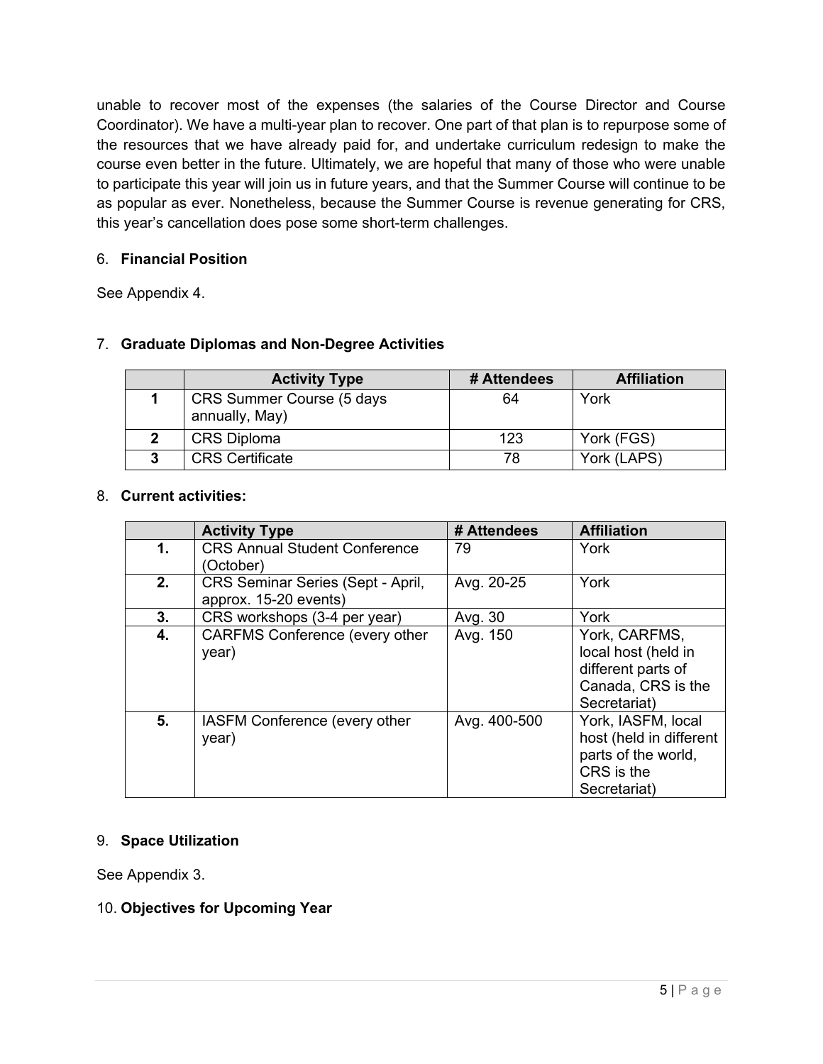unable to recover most of the expenses (the salaries of the Course Director and Course Coordinator). We have a multi-year plan to recover. One part of that plan is to repurpose some of the resources that we have already paid for, and undertake curriculum redesign to make the course even better in the future. Ultimately, we are hopeful that many of those who were unable to participate this year will join us in future years, and that the Summer Course will continue to be as popular as ever. Nonetheless, because the Summer Course is revenue generating for CRS, this year's cancellation does pose some short-term challenges.

6. **Financial Position**

See Appendix 4.

7. **Graduate Diplomas and Non-Degree Activities**

| | Activity Type | # Attendees | Affiliation |
|---|---|---|---|
| **1** | CRS Summer Course (5 days annually, May) | 64 | York |
| **2** | CRS Diploma | 123 | York (FGS) |
| **3** | CRS Certificate | 78 | York (LAPS) |

8. **Current activities:**

| | Activity Type | # Attendees | Affiliation |
|---|---|---|---|
| **1.** | CRS Annual Student Conference (October) | 79 | York |
| **2.** | CRS Seminar Series (Sept - April, approx. 15-20 events) | Avg. 20-25 | York |
| **3.** | CRS workshops (3-4 per year) | Avg. 30 | York |
| **4.** | CARFMS Conference (every other year) | Avg. 150 | York, CARFMS, local host (held in different parts of Canada, CRS is the Secretariat) |
| **5.** | IASFM Conference (every other year) | Avg. 400-500 | York, IASFM, local host (held in different parts of the world, CRS is the Secretariat) |

9. **Space Utilization**

See Appendix 3.

10. **Objectives for Upcoming Year**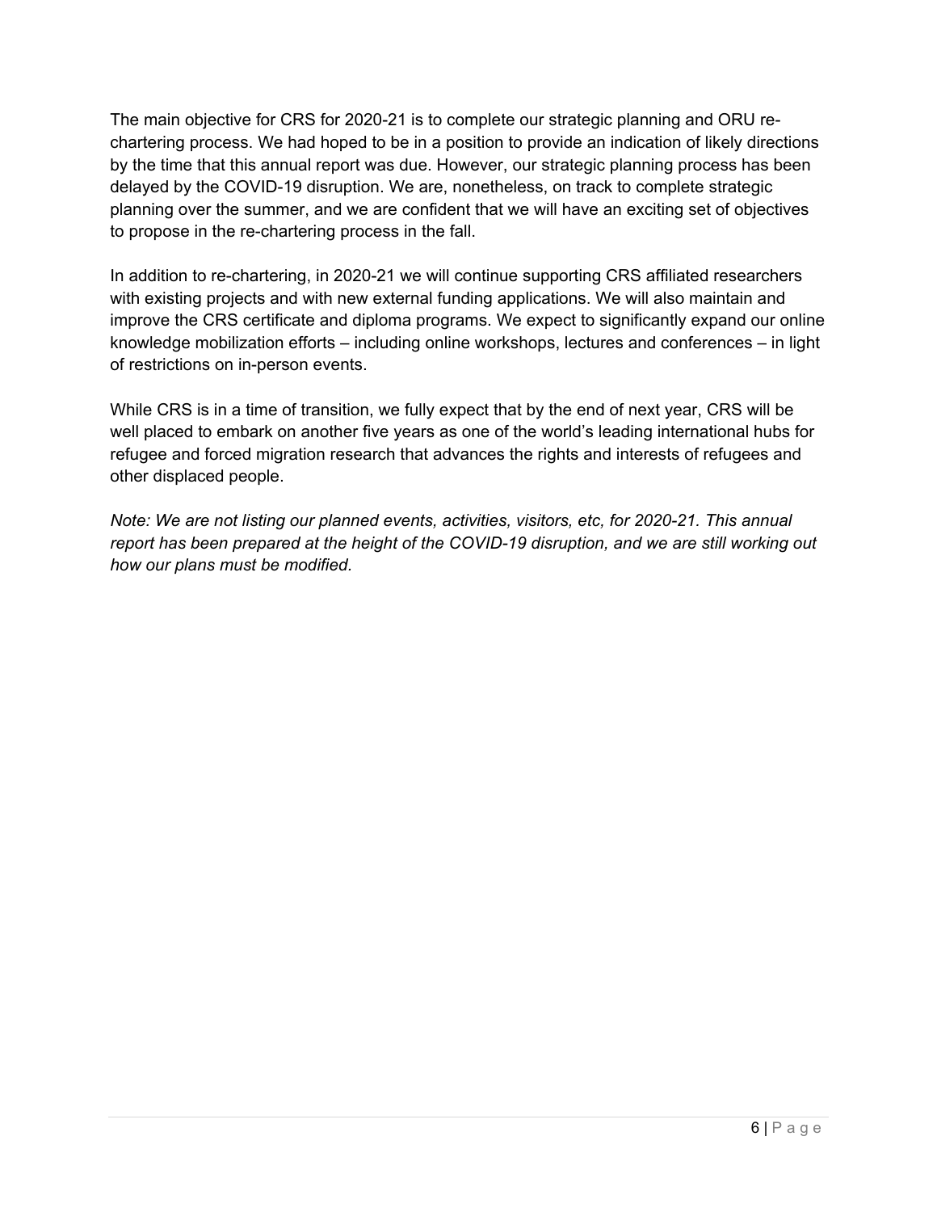The main objective for CRS for 2020-21 is to complete our strategic planning and ORU re-chartering process. We had hoped to be in a position to provide an indication of likely directions by the time that this annual report was due. However, our strategic planning process has been delayed by the COVID-19 disruption. We are, nonetheless, on track to complete strategic planning over the summer, and we are confident that we will have an exciting set of objectives to propose in the re-chartering process in the fall.

In addition to re-chartering, in 2020-21 we will continue supporting CRS affiliated researchers with existing projects and with new external funding applications. We will also maintain and improve the CRS certificate and diploma programs. We expect to significantly expand our online knowledge mobilization efforts – including online workshops, lectures and conferences – in light of restrictions on in-person events.

While CRS is in a time of transition, we fully expect that by the end of next year, CRS will be well placed to embark on another five years as one of the world's leading international hubs for refugee and forced migration research that advances the rights and interests of refugees and other displaced people.

*Note: We are not listing our planned events, activities, visitors, etc, for 2020-21. This annual report has been prepared at the height of the COVID-19 disruption, and we are still working out how our plans must be modified.*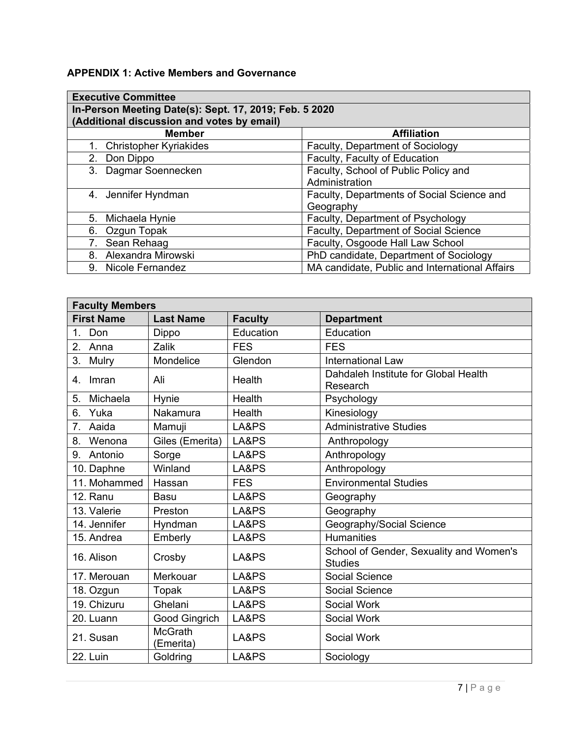**APPENDIX 1: Active Members and Governance**

| **Executive Committee** | |
|---|---|
| **In-Person Meeting Date(s): Sept. 17, 2019; Feb. 5 2020 (Additional discussion and votes by email)** | |
| **Member** | **Affiliation** |
| 1. Christopher Kyriakides | Faculty, Department of Sociology |
| 2. Don Dippo | Faculty, Faculty of Education |
| 3. Dagmar Soennecken | Faculty, School of Public Policy and Administration |
| 4. Jennifer Hyndman | Faculty, Departments of Social Science and Geography |
| 5. Michaela Hynie | Faculty, Department of Psychology |
| 6. Ozgun Topak | Faculty, Department of Social Science |
| 7. Sean Rehaag | Faculty, Osgoode Hall Law School |
| 8. Alexandra Mirowski | PhD candidate, Department of Sociology |
| 9. Nicole Fernandez | MA candidate, Public and International Affairs |

| **Faculty Members** | | | |
|---|---|---|---|
| **First Name** | **Last Name** | **Faculty** | **Department** |
| 1. Don | Dippo | Education | Education |
| 2. Anna | Zalik | FES | FES |
| 3. Mulry | Mondelice | Glendon | International Law |
| 4. Imran | Ali | Health | Dahdaleh Institute for Global Health Research |
| 5. Michaela | Hynie | Health | Psychology |
| 6. Yuka | Nakamura | Health | Kinesiology |
| 7. Aaida | Mamuji | LA&PS | Administrative Studies |
| 8. Wenona | Giles (Emerita) | LA&PS | Anthropology |
| 9. Antonio | Sorge | LA&PS | Anthropology |
| 10. Daphne | Winland | LA&PS | Anthropology |
| 11. Mohammed | Hassan | FES | Environmental Studies |
| 12. Ranu | Basu | LA&PS | Geography |
| 13. Valerie | Preston | LA&PS | Geography |
| 14. Jennifer | Hyndman | LA&PS | Geography/Social Science |
| 15. Andrea | Emberly | LA&PS | Humanities |
| 16. Alison | Crosby | LA&PS | School of Gender, Sexuality and Women's Studies |
| 17. Merouan | Merkouar | LA&PS | Social Science |
| 18. Ozgun | Topak | LA&PS | Social Science |
| 19. Chizuru | Ghelani | LA&PS | Social Work |
| 20. Luann | Good Gingrich | LA&PS | Social Work |
| 21. Susan | McGrath (Emerita) | LA&PS | Social Work |
| 22. Luin | Goldring | LA&PS | Sociology |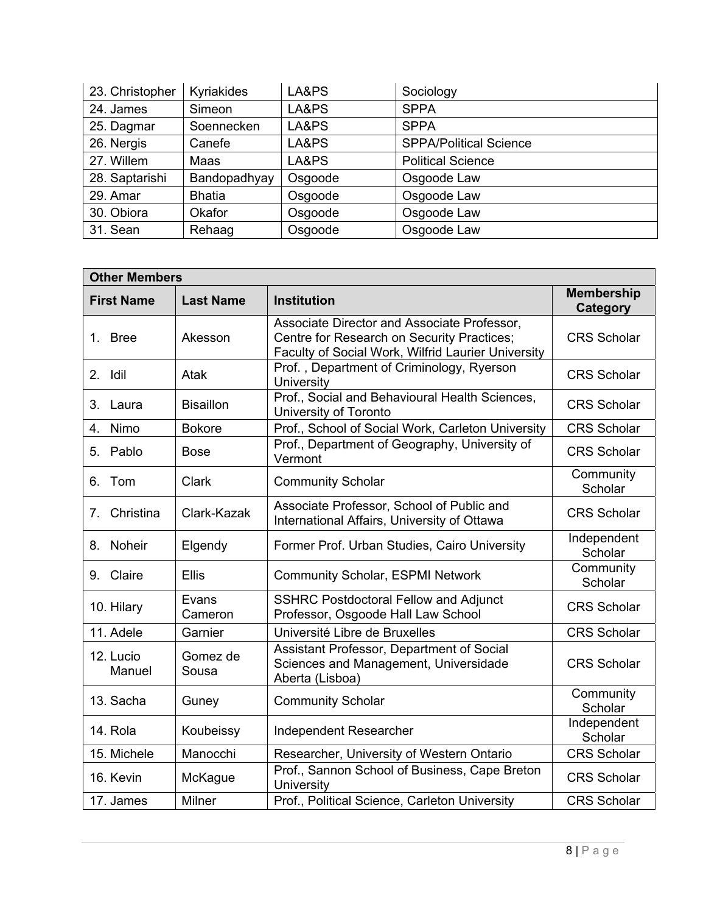| | | | |
|---|---|---|---|
| 23. Christopher | Kyriakides | LA&PS | Sociology |
| 24. James | Simeon | LA&PS | SPPA |
| 25. Dagmar | Soennecken | LA&PS | SPPA |
| 26. Nergis | Canefe | LA&PS | SPPA/Political Science |
| 27. Willem | Maas | LA&PS | Political Science |
| 28. Saptarishi | Bandopadhyay | Osgoode | Osgoode Law |
| 29. Amar | Bhatia | Osgoode | Osgoode Law |
| 30. Obiora | Okafor | Osgoode | Osgoode Law |
| 31. Sean | Rehaag | Osgoode | Osgoode Law |

| Other Members | | | |
|---|---|---|---|
| **First Name** | **Last Name** | **Institution** | **Membership Category** |
| 1. Bree | Akesson | Associate Director and Associate Professor, Centre for Research on Security Practices; Faculty of Social Work, Wilfrid Laurier University | CRS Scholar |
| 2. Idil | Atak | Prof. , Department of Criminology, Ryerson University | CRS Scholar |
| 3. Laura | Bisaillon | Prof., Social and Behavioural Health Sciences, University of Toronto | CRS Scholar |
| 4. Nimo | Bokore | Prof., School of Social Work, Carleton University | CRS Scholar |
| 5. Pablo | Bose | Prof., Department of Geography, University of Vermont | CRS Scholar |
| 6. Tom | Clark | Community Scholar | Community Scholar |
| 7. Christina | Clark-Kazak | Associate Professor, School of Public and International Affairs, University of Ottawa | CRS Scholar |
| 8. Noheir | Elgendy | Former Prof. Urban Studies, Cairo University | Independent Scholar |
| 9. Claire | Ellis | Community Scholar, ESPMI Network | Community Scholar |
| 10. Hilary | Evans Cameron | SSHRC Postdoctoral Fellow and Adjunct Professor, Osgoode Hall Law School | CRS Scholar |
| 11. Adele | Garnier | Université Libre de Bruxelles | CRS Scholar |
| 12. Lucio Manuel | Gomez de Sousa | Assistant Professor, Department of Social Sciences and Management, Universidade Aberta (Lisboa) | CRS Scholar |
| 13. Sacha | Guney | Community Scholar | Community Scholar |
| 14. Rola | Koubeissy | Independent Researcher | Independent Scholar |
| 15. Michele | Manocchi | Researcher, University of Western Ontario | CRS Scholar |
| 16. Kevin | McKague | Prof., Sannon School of Business, Cape Breton University | CRS Scholar |
| 17. James | Milner | Prof., Political Science, Carleton University | CRS Scholar |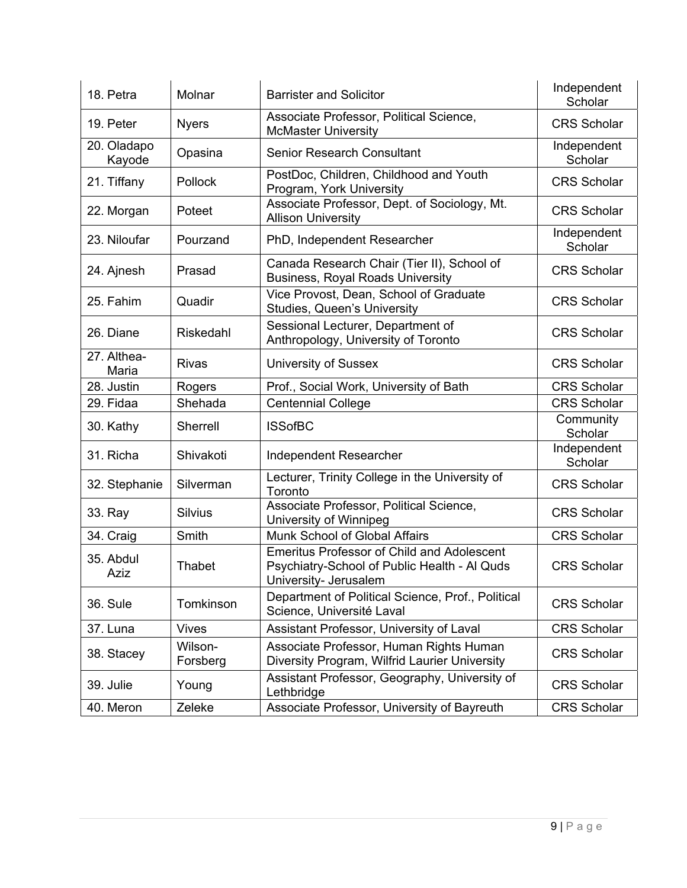| 18. Petra | Molnar | Barrister and Solicitor | Independent Scholar |
|---|---|---|---|
| 19. Peter | Nyers | Associate Professor, Political Science, McMaster University | CRS Scholar |
| 20. Oladapo Kayode | Opasina | Senior Research Consultant | Independent Scholar |
| 21. Tiffany | Pollock | PostDoc, Children, Childhood and Youth Program, York University | CRS Scholar |
| 22. Morgan | Poteet | Associate Professor, Dept. of Sociology, Mt. Allison University | CRS Scholar |
| 23. Niloufar | Pourzand | PhD, Independent Researcher | Independent Scholar |
| 24. Ajnesh | Prasad | Canada Research Chair (Tier II), School of Business, Royal Roads University | CRS Scholar |
| 25. Fahim | Quadir | Vice Provost, Dean, School of Graduate Studies, Queen's University | CRS Scholar |
| 26. Diane | Riskedahl | Sessional Lecturer, Department of Anthropology, University of Toronto | CRS Scholar |
| 27. Althea-Maria | Rivas | University of Sussex | CRS Scholar |
| 28. Justin | Rogers | Prof., Social Work, University of Bath | CRS Scholar |
| 29. Fidaa | Shehada | Centennial College | CRS Scholar |
| 30. Kathy | Sherrell | ISSofBC | Community Scholar |
| 31. Richa | Shivakoti | Independent Researcher | Independent Scholar |
| 32. Stephanie | Silverman | Lecturer, Trinity College in the University of Toronto | CRS Scholar |
| 33. Ray | Silvius | Associate Professor, Political Science, University of Winnipeg | CRS Scholar |
| 34. Craig | Smith | Munk School of Global Affairs | CRS Scholar |
| 35. Abdul Aziz | Thabet | Emeritus Professor of Child and Adolescent Psychiatry-School of Public Health - Al Quds University- Jerusalem | CRS Scholar |
| 36. Sule | Tomkinson | Department of Political Science, Prof., Political Science, Université Laval | CRS Scholar |
| 37. Luna | Vives | Assistant Professor, University of Laval | CRS Scholar |
| 38. Stacey | Wilson-Forsberg | Associate Professor, Human Rights Human Diversity Program, Wilfrid Laurier University | CRS Scholar |
| 39. Julie | Young | Assistant Professor, Geography, University of Lethbridge | CRS Scholar |
| 40. Meron | Zeleke | Associate Professor, University of Bayreuth | CRS Scholar |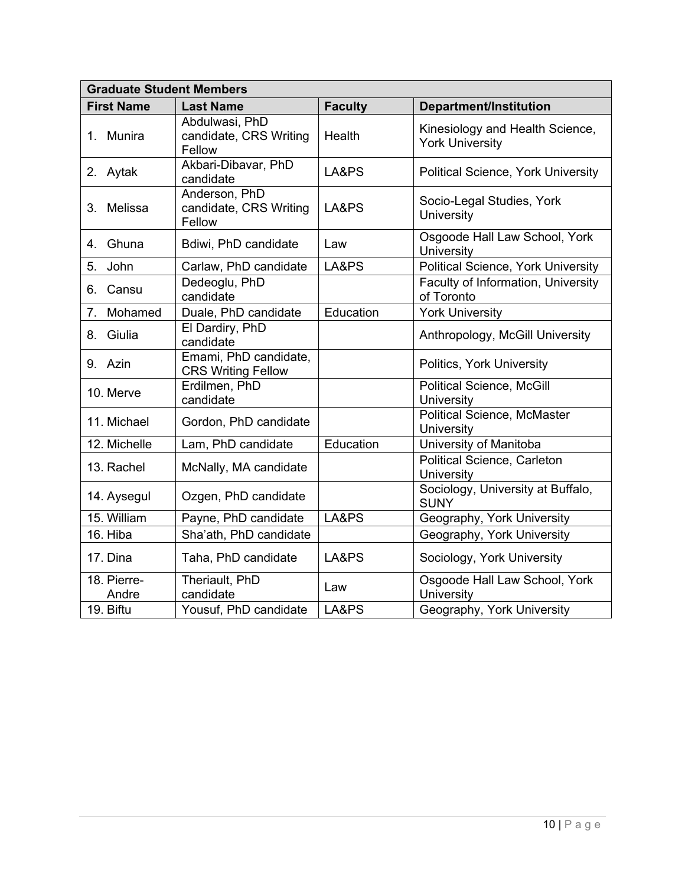| Graduate Student Members | | | |
|---|---|---|---|
| **First Name** | **Last Name** | **Faculty** | **Department/Institution** |
| 1. Munira | Abdulwasi, PhD candidate, CRS Writing Fellow | Health | Kinesiology and Health Science, York University |
| 2. Aytak | Akbari-Dibavar, PhD candidate | LA&PS | Political Science, York University |
| 3. Melissa | Anderson, PhD candidate, CRS Writing Fellow | LA&PS | Socio-Legal Studies, York University |
| 4. Ghuna | Bdiwi, PhD candidate | Law | Osgoode Hall Law School, York University |
| 5. John | Carlaw, PhD candidate | LA&PS | Political Science, York University |
| 6. Cansu | Dedeoglu, PhD candidate | | Faculty of Information, University of Toronto |
| 7. Mohamed | Duale, PhD candidate | Education | York University |
| 8. Giulia | El Dardiry, PhD candidate | | Anthropology, McGill University |
| 9. Azin | Emami, PhD candidate, CRS Writing Fellow | | Politics, York University |
| 10. Merve | Erdilmen, PhD candidate | | Political Science, McGill University |
| 11. Michael | Gordon, PhD candidate | | Political Science, McMaster University |
| 12. Michelle | Lam, PhD candidate | Education | University of Manitoba |
| 13. Rachel | McNally, MA candidate | | Political Science, Carleton University |
| 14. Aysegul | Ozgen, PhD candidate | | Sociology, University at Buffalo, SUNY |
| 15. William | Payne, PhD candidate | LA&PS | Geography, York University |
| 16. Hiba | Sha'ath, PhD candidate | | Geography, York University |
| 17. Dina | Taha, PhD candidate | LA&PS | Sociology, York University |
| 18. Pierre-Andre | Theriault, PhD candidate | Law | Osgoode Hall Law School, York University |
| 19. Biftu | Yousuf, PhD candidate | LA&PS | Geography, York University |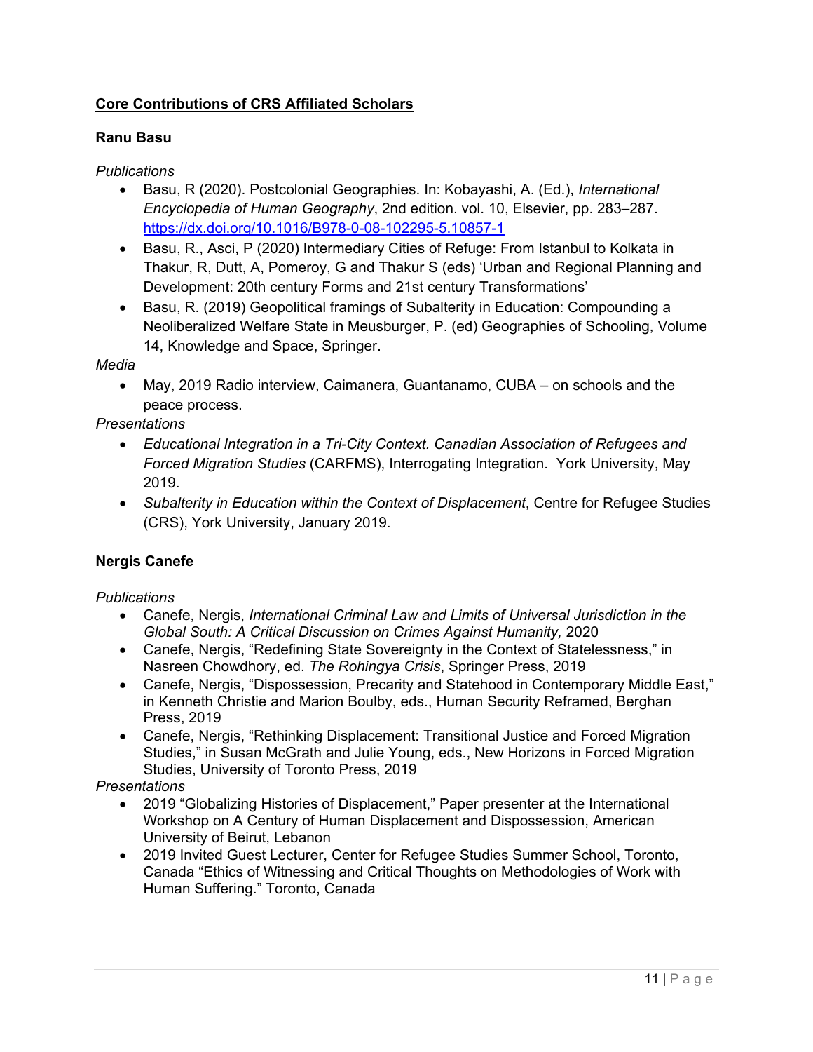## Core Contributions of CRS Affiliated Scholars

### Ranu Basu

*Publications*

- Basu, R (2020). Postcolonial Geographies. In: Kobayashi, A. (Ed.), *International Encyclopedia of Human Geography*, 2nd edition. vol. 10, Elsevier, pp. 283–287. https://dx.doi.org/10.1016/B978-0-08-102295-5.10857-1
- Basu, R., Asci, P (2020) Intermediary Cities of Refuge: From Istanbul to Kolkata in Thakur, R, Dutt, A, Pomeroy, G and Thakur S (eds) 'Urban and Regional Planning and Development: 20th century Forms and 21st century Transformations'
- Basu, R. (2019) Geopolitical framings of Subalterity in Education: Compounding a Neoliberalized Welfare State in Meusburger, P. (ed) Geographies of Schooling, Volume 14, Knowledge and Space, Springer.

*Media*

- May, 2019 Radio interview, Caimanera, Guantanamo, CUBA – on schools and the peace process.

*Presentations*

- *Educational Integration in a Tri-City Context. Canadian Association of Refugees and Forced Migration Studies* (CARFMS), Interrogating Integration. York University, May 2019.
- *Subalterity in Education within the Context of Displacement*, Centre for Refugee Studies (CRS), York University, January 2019.

### Nergis Canefe

*Publications*

- Canefe, Nergis, *International Criminal Law and Limits of Universal Jurisdiction in the Global South: A Critical Discussion on Crimes Against Humanity,* 2020
- Canefe, Nergis, "Redefining State Sovereignty in the Context of Statelessness," in Nasreen Chowdhory, ed. *The Rohingya Crisis*, Springer Press, 2019
- Canefe, Nergis, "Dispossession, Precarity and Statehood in Contemporary Middle East," in Kenneth Christie and Marion Boulby, eds., Human Security Reframed, Berghan Press, 2019
- Canefe, Nergis, "Rethinking Displacement: Transitional Justice and Forced Migration Studies," in Susan McGrath and Julie Young, eds., New Horizons in Forced Migration Studies, University of Toronto Press, 2019

*Presentations*

- 2019 "Globalizing Histories of Displacement," Paper presenter at the International Workshop on A Century of Human Displacement and Dispossession, American University of Beirut, Lebanon
- 2019 Invited Guest Lecturer, Center for Refugee Studies Summer School, Toronto, Canada "Ethics of Witnessing and Critical Thoughts on Methodologies of Work with Human Suffering." Toronto, Canada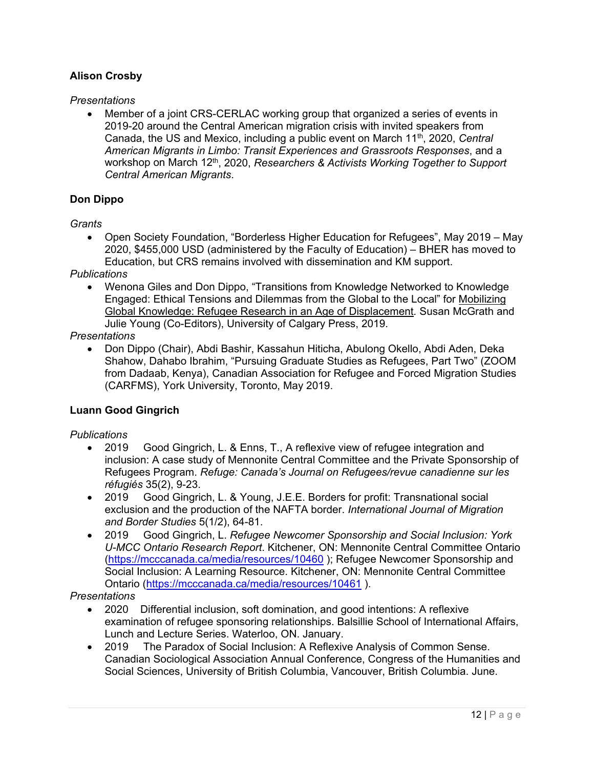**Alison Crosby**

*Presentations*

- Member of a joint CRS-CERLAC working group that organized a series of events in 2019-20 around the Central American migration crisis with invited speakers from Canada, the US and Mexico, including a public event on March 11th, 2020, *Central American Migrants in Limbo: Transit Experiences and Grassroots Responses*, and a workshop on March 12th, 2020, *Researchers & Activists Working Together to Support Central American Migrants*.

**Don Dippo**

*Grants*

- Open Society Foundation, "Borderless Higher Education for Refugees", May 2019 – May 2020, $455,000 USD (administered by the Faculty of Education) – BHER has moved to Education, but CRS remains involved with dissemination and KM support.

*Publications*

- Wenona Giles and Don Dippo, "Transitions from Knowledge Networked to Knowledge Engaged: Ethical Tensions and Dilemmas from the Global to the Local" for Mobilizing Global Knowledge: Refugee Research in an Age of Displacement. Susan McGrath and Julie Young (Co-Editors), University of Calgary Press, 2019.

*Presentations*

- Don Dippo (Chair), Abdi Bashir, Kassahun Hiticha, Abulong Okello, Abdi Aden, Deka Shahow, Dahabo Ibrahim, "Pursuing Graduate Studies as Refugees, Part Two" (ZOOM from Dadaab, Kenya), Canadian Association for Refugee and Forced Migration Studies (CARFMS), York University, Toronto, May 2019.

**Luann Good Gingrich**

*Publications*

- 2019 Good Gingrich, L. & Enns, T., A reflexive view of refugee integration and inclusion: A case study of Mennonite Central Committee and the Private Sponsorship of Refugees Program. *Refuge: Canada's Journal on Refugees/revue canadienne sur les réfugiés* 35(2), 9-23.
- 2019 Good Gingrich, L. & Young, J.E.E. Borders for profit: Transnational social exclusion and the production of the NAFTA border. *International Journal of Migration and Border Studies* 5(1/2), 64-81.
- 2019 Good Gingrich, L. *Refugee Newcomer Sponsorship and Social Inclusion: York U-MCC Ontario Research Report*. Kitchener, ON: Mennonite Central Committee Ontario (https://mcccanada.ca/media/resources/10460 ); Refugee Newcomer Sponsorship and Social Inclusion: A Learning Resource. Kitchener, ON: Mennonite Central Committee Ontario (https://mcccanada.ca/media/resources/10461 ).

*Presentations*

- 2020 Differential inclusion, soft domination, and good intentions: A reflexive examination of refugee sponsoring relationships. Balsillie School of International Affairs, Lunch and Lecture Series. Waterloo, ON. January.
- 2019 The Paradox of Social Inclusion: A Reflexive Analysis of Common Sense. Canadian Sociological Association Annual Conference, Congress of the Humanities and Social Sciences, University of British Columbia, Vancouver, British Columbia. June.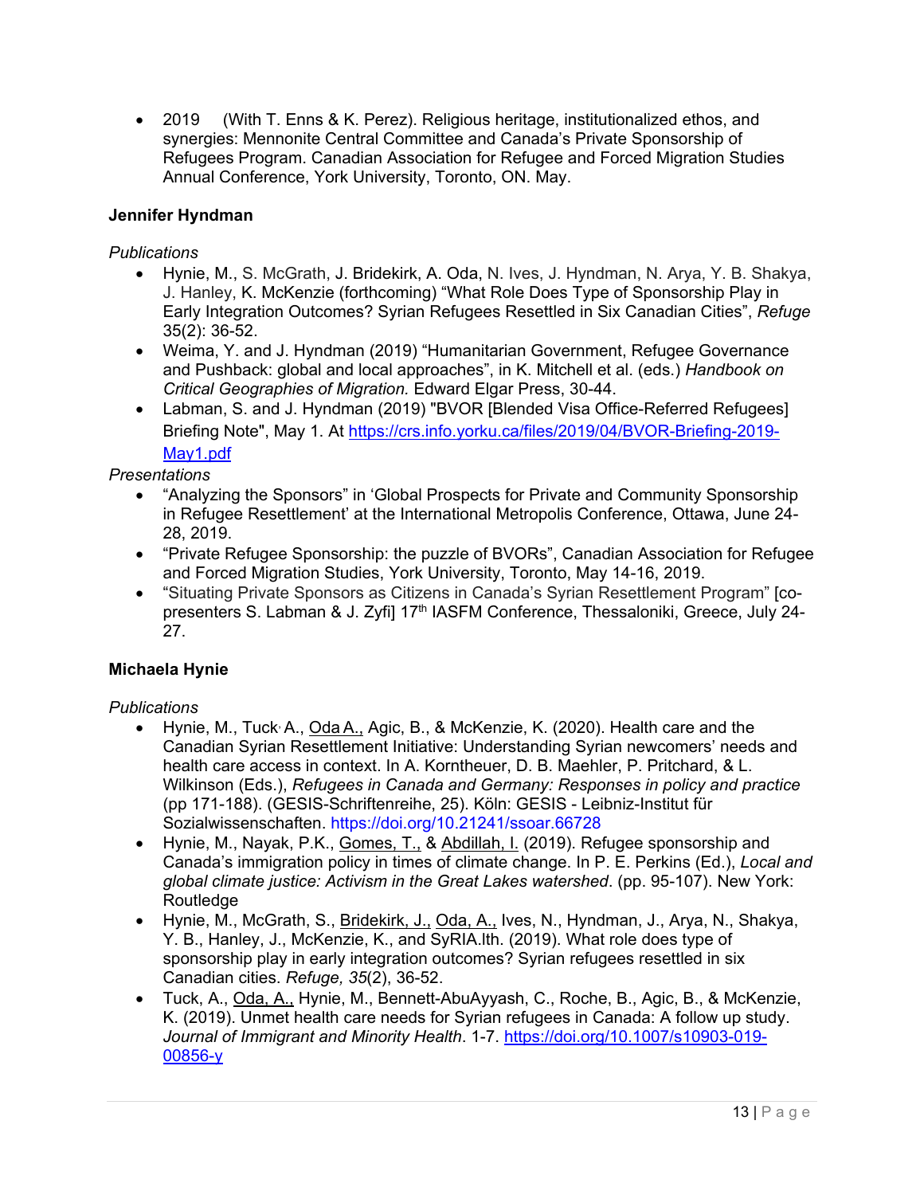- 2019 (With T. Enns & K. Perez). Religious heritage, institutionalized ethos, and synergies: Mennonite Central Committee and Canada's Private Sponsorship of Refugees Program. Canadian Association for Refugee and Forced Migration Studies Annual Conference, York University, Toronto, ON. May.

**Jennifer Hyndman**

*Publications*

- Hynie, M., S. McGrath, J. Bridekirk, A. Oda, N. Ives, J. Hyndman, N. Arya, Y. B. Shakya, J. Hanley, K. McKenzie (forthcoming) "What Role Does Type of Sponsorship Play in Early Integration Outcomes? Syrian Refugees Resettled in Six Canadian Cities", *Refuge* 35(2): 36-52.
- Weima, Y. and J. Hyndman (2019) "Humanitarian Government, Refugee Governance and Pushback: global and local approaches", in K. Mitchell et al. (eds.) *Handbook on Critical Geographies of Migration.* Edward Elgar Press, 30-44.
- Labman, S. and J. Hyndman (2019) "BVOR [Blended Visa Office-Referred Refugees] Briefing Note", May 1. At https://crs.info.yorku.ca/files/2019/04/BVOR-Briefing-2019-May1.pdf

*Presentations*

- "Analyzing the Sponsors" in 'Global Prospects for Private and Community Sponsorship in Refugee Resettlement' at the International Metropolis Conference, Ottawa, June 24-28, 2019.
- "Private Refugee Sponsorship: the puzzle of BVORs", Canadian Association for Refugee and Forced Migration Studies, York University, Toronto, May 14-16, 2019.
- "Situating Private Sponsors as Citizens in Canada's Syrian Resettlement Program" [co-presenters S. Labman & J. Zyfi] 17th IASFM Conference, Thessaloniki, Greece, July 24-27.

**Michaela Hynie**

*Publications*

- Hynie, M., Tuck, A., Oda A., Agic, B., & McKenzie, K. (2020). Health care and the Canadian Syrian Resettlement Initiative: Understanding Syrian newcomers' needs and health care access in context. In A. Korntheuer, D. B. Maehler, P. Pritchard, & L. Wilkinson (Eds.), *Refugees in Canada and Germany: Responses in policy and practice* (pp 171-188). (GESIS-Schriftenreihe, 25). Köln: GESIS - Leibniz-Institut für Sozialwissenschaften. https://doi.org/10.21241/ssoar.66728
- Hynie, M., Nayak, P.K., Gomes, T., & Abdillah, I. (2019). Refugee sponsorship and Canada's immigration policy in times of climate change. In P. E. Perkins (Ed.), *Local and global climate justice: Activism in the Great Lakes watershed*. (pp. 95-107). New York: Routledge
- Hynie, M., McGrath, S., Bridekirk, J., Oda, A., Ives, N., Hyndman, J., Arya, N., Shakya, Y. B., Hanley, J., McKenzie, K., and SyRIA.lth. (2019). What role does type of sponsorship play in early integration outcomes? Syrian refugees resettled in six Canadian cities. *Refuge, 35*(2), 36-52.
- Tuck, A., Oda, A., Hynie, M., Bennett-AbuAyyash, C., Roche, B., Agic, B., & McKenzie, K. (2019). Unmet health care needs for Syrian refugees in Canada: A follow up study. *Journal of Immigrant and Minority Health*. 1-7. https://doi.org/10.1007/s10903-019-00856-y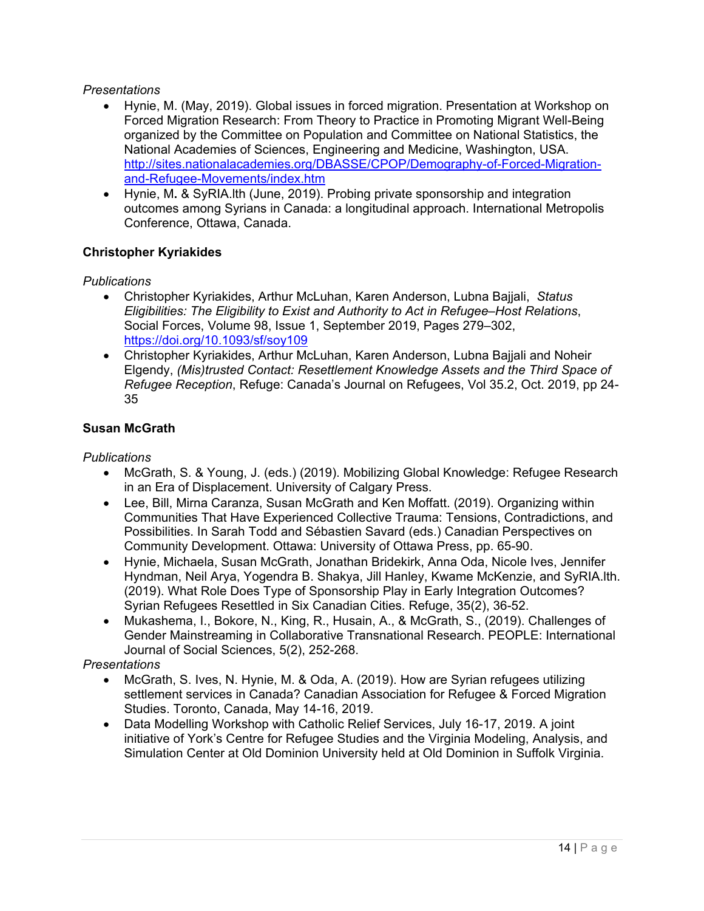*Presentations*

- Hynie, M. (May, 2019). Global issues in forced migration. Presentation at Workshop on Forced Migration Research: From Theory to Practice in Promoting Migrant Well-Being organized by the Committee on Population and Committee on National Statistics, the National Academies of Sciences, Engineering and Medicine, Washington, USA. http://sites.nationalacademies.org/DBASSE/CPOP/Demography-of-Forced-Migration-and-Refugee-Movements/index.htm
- Hynie, M**.** & SyRIA.lth (June, 2019). Probing private sponsorship and integration outcomes among Syrians in Canada: a longitudinal approach. International Metropolis Conference, Ottawa, Canada.

**Christopher Kyriakides**

*Publications*

- Christopher Kyriakides, Arthur McLuhan, Karen Anderson, Lubna Bajjali, *Status Eligibilities: The Eligibility to Exist and Authority to Act in Refugee–Host Relations*, Social Forces, Volume 98, Issue 1, September 2019, Pages 279–302, https://doi.org/10.1093/sf/soy109
- Christopher Kyriakides, Arthur McLuhan, Karen Anderson, Lubna Bajjali and Noheir Elgendy, *(Mis)trusted Contact: Resettlement Knowledge Assets and the Third Space of Refugee Reception*, Refuge: Canada's Journal on Refugees, Vol 35.2, Oct. 2019, pp 24-35

**Susan McGrath**

*Publications*

- McGrath, S. & Young, J. (eds.) (2019). Mobilizing Global Knowledge: Refugee Research in an Era of Displacement. University of Calgary Press.
- Lee, Bill, Mirna Caranza, Susan McGrath and Ken Moffatt. (2019). Organizing within Communities That Have Experienced Collective Trauma: Tensions, Contradictions, and Possibilities. In Sarah Todd and Sébastien Savard (eds.) Canadian Perspectives on Community Development. Ottawa: University of Ottawa Press, pp. 65-90.
- Hynie, Michaela, Susan McGrath, Jonathan Bridekirk, Anna Oda, Nicole Ives, Jennifer Hyndman, Neil Arya, Yogendra B. Shakya, Jill Hanley, Kwame McKenzie, and SyRIA.lth. (2019). What Role Does Type of Sponsorship Play in Early Integration Outcomes? Syrian Refugees Resettled in Six Canadian Cities. Refuge, 35(2), 36-52.
- Mukashema, I., Bokore, N., King, R., Husain, A., & McGrath, S., (2019). Challenges of Gender Mainstreaming in Collaborative Transnational Research. PEOPLE: International Journal of Social Sciences, 5(2), 252-268.

*Presentations*

- McGrath, S. Ives, N. Hynie, M. & Oda, A. (2019). How are Syrian refugees utilizing settlement services in Canada? Canadian Association for Refugee & Forced Migration Studies. Toronto, Canada, May 14-16, 2019.
- Data Modelling Workshop with Catholic Relief Services, July 16-17, 2019. A joint initiative of York's Centre for Refugee Studies and the Virginia Modeling, Analysis, and Simulation Center at Old Dominion University held at Old Dominion in Suffolk Virginia.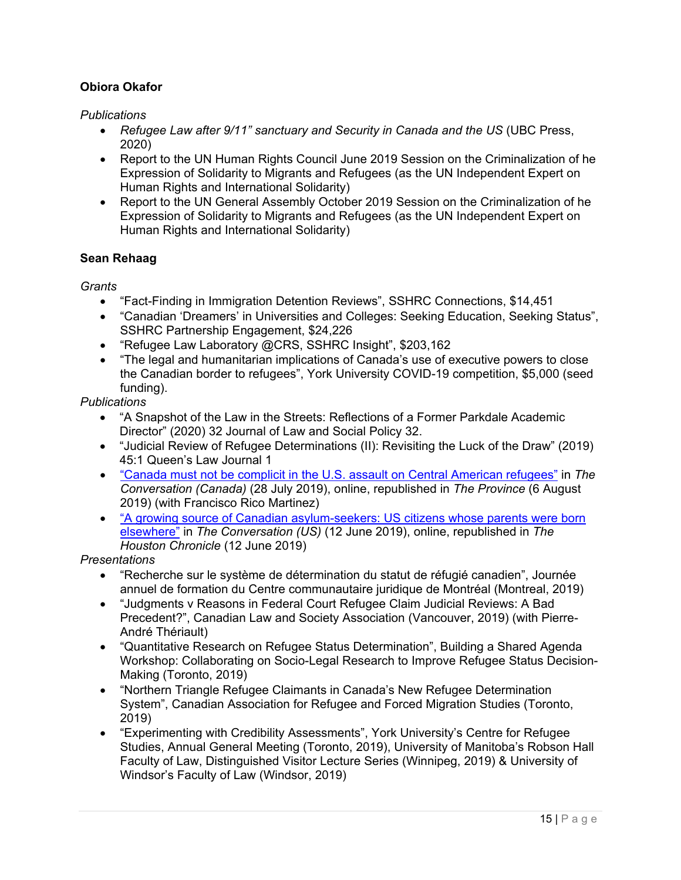**Obiora Okafor**

*Publications*

- *Refugee Law after 9/11" sanctuary and Security in Canada and the US* (UBC Press, 2020)
- Report to the UN Human Rights Council June 2019 Session on the Criminalization of he Expression of Solidarity to Migrants and Refugees (as the UN Independent Expert on Human Rights and International Solidarity)
- Report to the UN General Assembly October 2019 Session on the Criminalization of he Expression of Solidarity to Migrants and Refugees (as the UN Independent Expert on Human Rights and International Solidarity)

**Sean Rehaag**

*Grants*

- "Fact-Finding in Immigration Detention Reviews", SSHRC Connections, $14,451
- "Canadian 'Dreamers' in Universities and Colleges: Seeking Education, Seeking Status", SSHRC Partnership Engagement, $24,226
- "Refugee Law Laboratory @CRS, SSHRC Insight", $203,162
- "The legal and humanitarian implications of Canada's use of executive powers to close the Canadian border to refugees", York University COVID-19 competition, $5,000 (seed funding).

*Publications*

- "A Snapshot of the Law in the Streets: Reflections of a Former Parkdale Academic Director" (2020) 32 Journal of Law and Social Policy 32.
- "Judicial Review of Refugee Determinations (II): Revisiting the Luck of the Draw" (2019) 45:1 Queen's Law Journal 1
- "Canada must not be complicit in the U.S. assault on Central American refugees" in *The Conversation (Canada)* (28 July 2019), online, republished in *The Province* (6 August 2019) (with Francisco Rico Martinez)
- "A growing source of Canadian asylum-seekers: US citizens whose parents were born elsewhere" in *The Conversation (US)* (12 June 2019), online, republished in *The Houston Chronicle* (12 June 2019)

*Presentations*

- "Recherche sur le système de détermination du statut de réfugié canadien", Journée annuel de formation du Centre communautaire juridique de Montréal (Montreal, 2019)
- "Judgments v Reasons in Federal Court Refugee Claim Judicial Reviews: A Bad Precedent?", Canadian Law and Society Association (Vancouver, 2019) (with Pierre-André Thériault)
- "Quantitative Research on Refugee Status Determination", Building a Shared Agenda Workshop: Collaborating on Socio-Legal Research to Improve Refugee Status Decision-Making (Toronto, 2019)
- "Northern Triangle Refugee Claimants in Canada's New Refugee Determination System", Canadian Association for Refugee and Forced Migration Studies (Toronto, 2019)
- "Experimenting with Credibility Assessments", York University's Centre for Refugee Studies, Annual General Meeting (Toronto, 2019), University of Manitoba's Robson Hall Faculty of Law, Distinguished Visitor Lecture Series (Winnipeg, 2019) & University of Windsor's Faculty of Law (Windsor, 2019)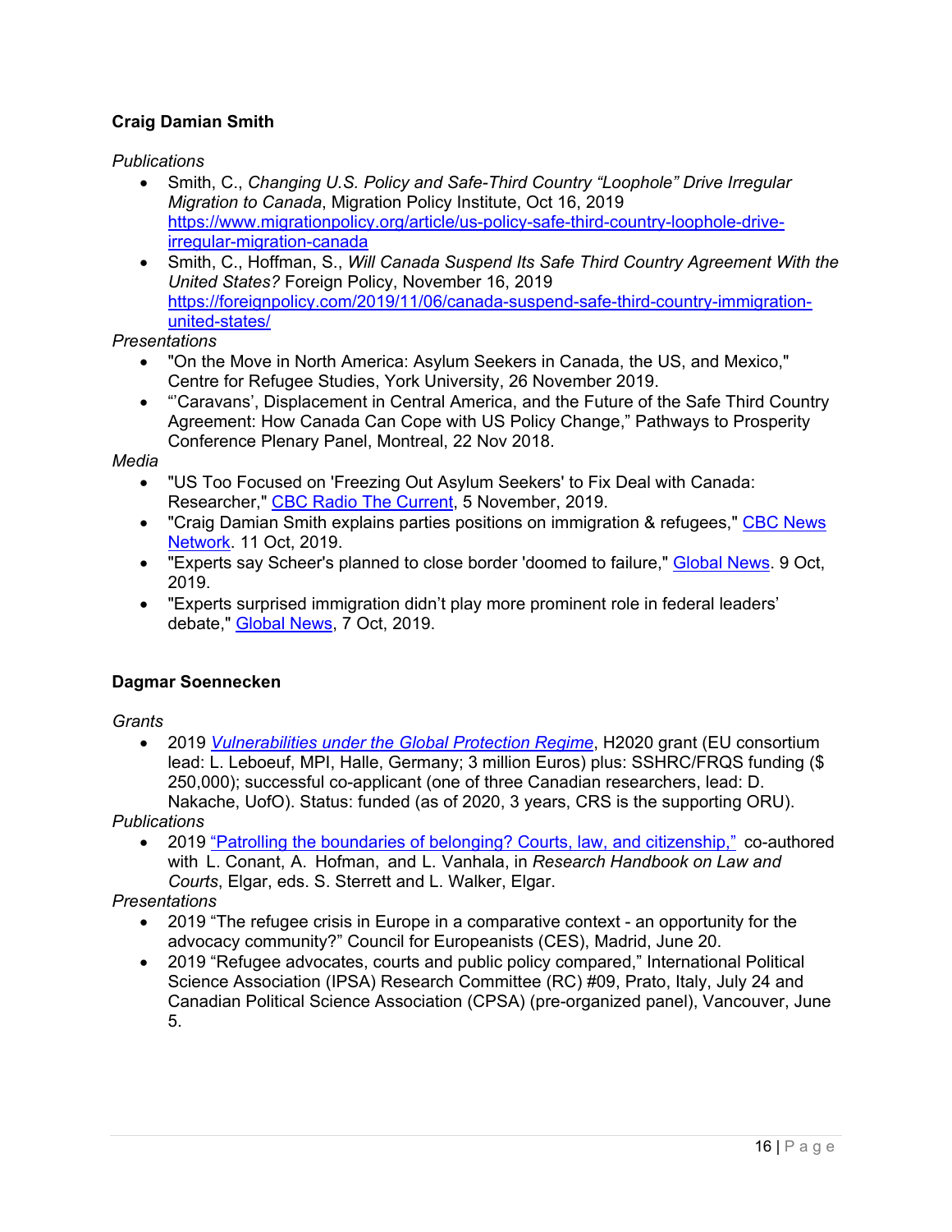**Craig Damian Smith**

*Publications*

- Smith, C., *Changing U.S. Policy and Safe-Third Country "Loophole" Drive Irregular Migration to Canada*, Migration Policy Institute, Oct 16, 2019 https://www.migrationpolicy.org/article/us-policy-safe-third-country-loophole-drive-irregular-migration-canada
- Smith, C., Hoffman, S., *Will Canada Suspend Its Safe Third Country Agreement With the United States?* Foreign Policy, November 16, 2019 https://foreignpolicy.com/2019/11/06/canada-suspend-safe-third-country-immigration-united-states/

*Presentations*

- "On the Move in North America: Asylum Seekers in Canada, the US, and Mexico," Centre for Refugee Studies, York University, 26 November 2019.
- "'Caravans', Displacement in Central America, and the Future of the Safe Third Country Agreement: How Canada Can Cope with US Policy Change," Pathways to Prosperity Conference Plenary Panel, Montreal, 22 Nov 2018.

*Media*

- "US Too Focused on 'Freezing Out Asylum Seekers' to Fix Deal with Canada: Researcher," CBC Radio The Current, 5 November, 2019.
- "Craig Damian Smith explains parties positions on immigration & refugees," CBC News Network. 11 Oct, 2019.
- "Experts say Scheer's planned to close border 'doomed to failure," Global News. 9 Oct, 2019.
- "Experts surprised immigration didn't play more prominent role in federal leaders' debate," Global News, 7 Oct, 2019.

**Dagmar Soennecken**

*Grants*

- 2019 *Vulnerabilities under the Global Protection Regime*, H2020 grant (EU consortium lead: L. Leboeuf, MPI, Halle, Germany; 3 million Euros) plus: SSHRC/FRQS funding ($ 250,000); successful co-applicant (one of three Canadian researchers, lead: D. Nakache, UofO). Status: funded (as of 2020, 3 years, CRS is the supporting ORU).

*Publications*

- 2019 "Patrolling the boundaries of belonging? Courts, law, and citizenship," co-authored with L. Conant, A. Hofman, and L. Vanhala, in *Research Handbook on Law and Courts*, Elgar, eds. S. Sterrett and L. Walker, Elgar.

*Presentations*

- 2019 "The refugee crisis in Europe in a comparative context - an opportunity for the advocacy community?" Council for Europeanists (CES), Madrid, June 20.
- 2019 "Refugee advocates, courts and public policy compared," International Political Science Association (IPSA) Research Committee (RC) #09, Prato, Italy, July 24 and Canadian Political Science Association (CPSA) (pre-organized panel), Vancouver, June 5.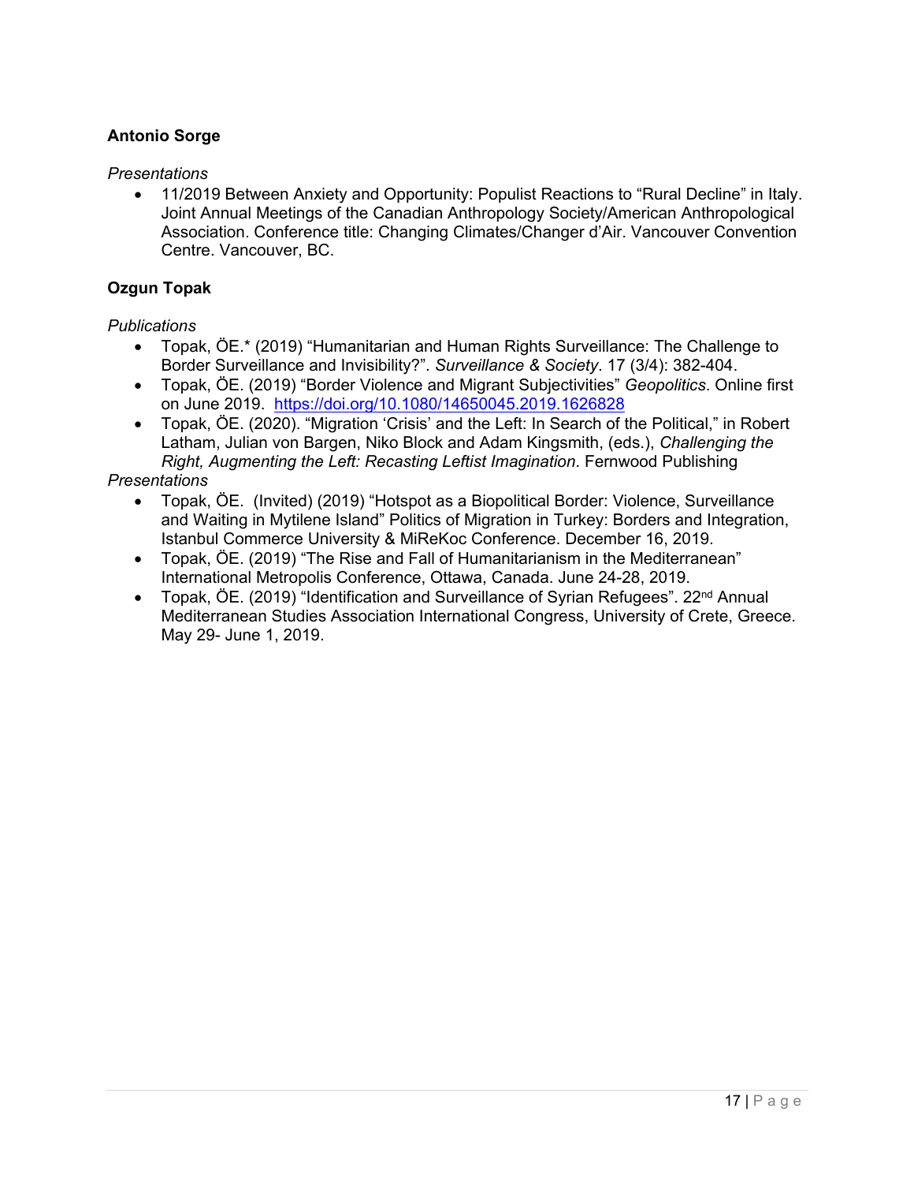**Antonio Sorge**

*Presentations*

- 11/2019 Between Anxiety and Opportunity: Populist Reactions to "Rural Decline" in Italy. Joint Annual Meetings of the Canadian Anthropology Society/American Anthropological Association. Conference title: Changing Climates/Changer d'Air. Vancouver Convention Centre. Vancouver, BC.

**Ozgun Topak**

*Publications*

- Topak, ÖE.* (2019) "Humanitarian and Human Rights Surveillance: The Challenge to Border Surveillance and Invisibility?". *Surveillance & Society*. 17 (3/4): 382-404.
- Topak, ÖE. (2019) "Border Violence and Migrant Subjectivities" *Geopolitics*. Online first on June 2019. https://doi.org/10.1080/14650045.2019.1626828
- Topak, ÖE. (2020). "Migration 'Crisis' and the Left: In Search of the Political," in Robert Latham, Julian von Bargen, Niko Block and Adam Kingsmith, (eds.), *Challenging the Right, Augmenting the Left: Recasting Leftist Imagination*. Fernwood Publishing

*Presentations*

- Topak, ÖE. (Invited) (2019) "Hotspot as a Biopolitical Border: Violence, Surveillance and Waiting in Mytilene Island" Politics of Migration in Turkey: Borders and Integration, Istanbul Commerce University & MiReKoc Conference. December 16, 2019.
- Topak, ÖE. (2019) "The Rise and Fall of Humanitarianism in the Mediterranean" International Metropolis Conference, Ottawa, Canada. June 24-28, 2019.
- Topak, ÖE. (2019) "Identification and Surveillance of Syrian Refugees". 22nd Annual Mediterranean Studies Association International Congress, University of Crete, Greece. May 29- June 1, 2019.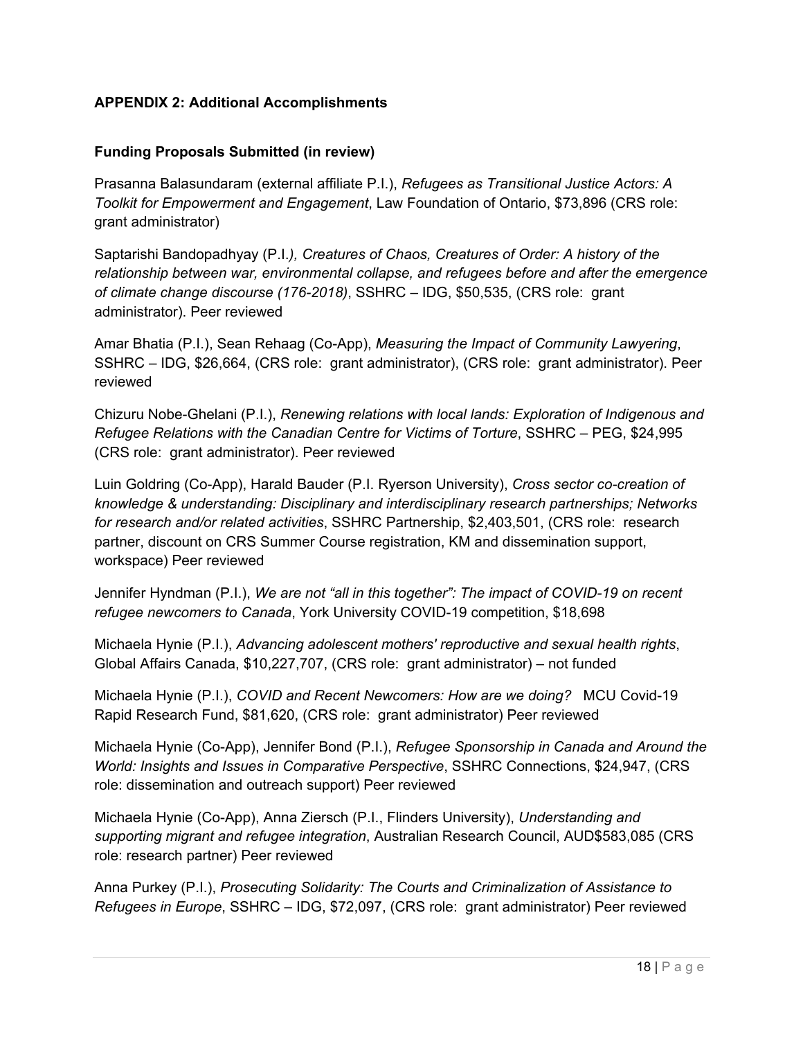**APPENDIX 2: Additional Accomplishments**

**Funding Proposals Submitted (in review)**

Prasanna Balasundaram (external affiliate P.I.), *Refugees as Transitional Justice Actors: A Toolkit for Empowerment and Engagement*, Law Foundation of Ontario, $73,896 (CRS role: grant administrator)

Saptarishi Bandopadhyay (P.I.*), Creatures of Chaos, Creatures of Order: A history of the relationship between war, environmental collapse, and refugees before and after the emergence of climate change discourse (176-2018)*, SSHRC – IDG, $50,535, (CRS role: grant administrator). Peer reviewed

Amar Bhatia (P.I.), Sean Rehaag (Co-App), *Measuring the Impact of Community Lawyering*, SSHRC – IDG, $26,664, (CRS role: grant administrator), (CRS role: grant administrator). Peer reviewed

Chizuru Nobe-Ghelani (P.I.), *Renewing relations with local lands: Exploration of Indigenous and Refugee Relations with the Canadian Centre for Victims of Torture*, SSHRC – PEG, $24,995 (CRS role: grant administrator). Peer reviewed

Luin Goldring (Co-App), Harald Bauder (P.I. Ryerson University), *Cross sector co-creation of knowledge & understanding: Disciplinary and interdisciplinary research partnerships; Networks for research and/or related activities*, SSHRC Partnership, $2,403,501, (CRS role: research partner, discount on CRS Summer Course registration, KM and dissemination support, workspace) Peer reviewed

Jennifer Hyndman (P.I.), *We are not "all in this together": The impact of COVID-19 on recent refugee newcomers to Canada*, York University COVID-19 competition, $18,698

Michaela Hynie (P.I.), *Advancing adolescent mothers' reproductive and sexual health rights*, Global Affairs Canada, $10,227,707, (CRS role: grant administrator) – not funded

Michaela Hynie (P.I.), *COVID and Recent Newcomers: How are we doing?* MCU Covid-19 Rapid Research Fund, $81,620, (CRS role: grant administrator) Peer reviewed

Michaela Hynie (Co-App), Jennifer Bond (P.I.), *Refugee Sponsorship in Canada and Around the World: Insights and Issues in Comparative Perspective*, SSHRC Connections, $24,947, (CRS role: dissemination and outreach support) Peer reviewed

Michaela Hynie (Co-App), Anna Ziersch (P.I., Flinders University), *Understanding and supporting migrant and refugee integration*, Australian Research Council, AUD$583,085 (CRS role: research partner) Peer reviewed

Anna Purkey (P.I.), *Prosecuting Solidarity: The Courts and Criminalization of Assistance to Refugees in Europe*, SSHRC – IDG, $72,097, (CRS role: grant administrator) Peer reviewed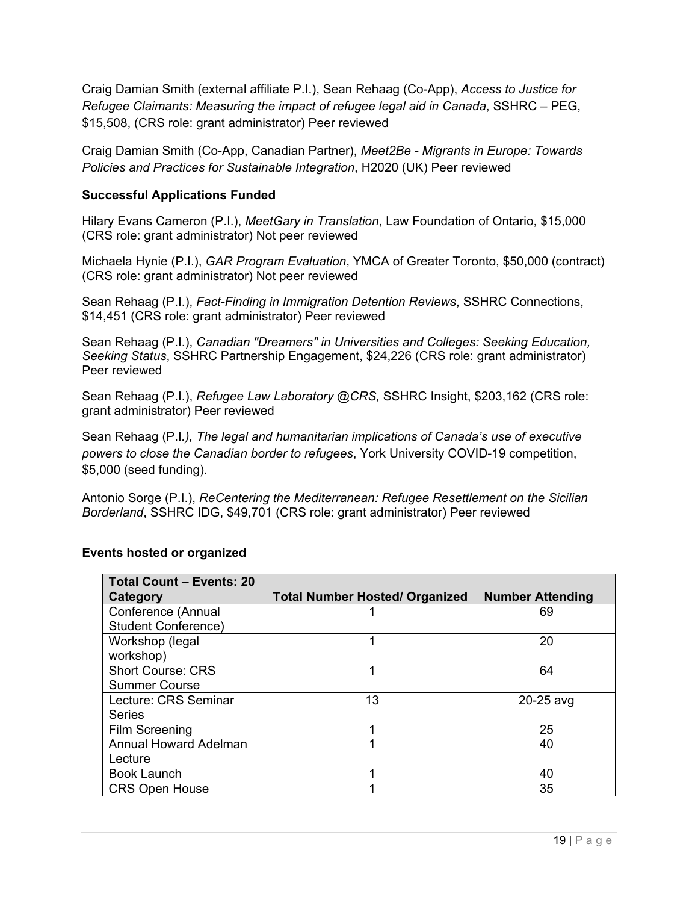Craig Damian Smith (external affiliate P.I.), Sean Rehaag (Co-App), *Access to Justice for Refugee Claimants: Measuring the impact of refugee legal aid in Canada*, SSHRC – PEG, $15,508, (CRS role: grant administrator) Peer reviewed

Craig Damian Smith (Co-App, Canadian Partner), *Meet2Be - Migrants in Europe: Towards Policies and Practices for Sustainable Integration*, H2020 (UK) Peer reviewed

**Successful Applications Funded**

Hilary Evans Cameron (P.I.), *MeetGary in Translation*, Law Foundation of Ontario, $15,000 (CRS role: grant administrator) Not peer reviewed

Michaela Hynie (P.I.), *GAR Program Evaluation*, YMCA of Greater Toronto, $50,000 (contract) (CRS role: grant administrator) Not peer reviewed

Sean Rehaag (P.I.), *Fact-Finding in Immigration Detention Reviews*, SSHRC Connections, $14,451 (CRS role: grant administrator) Peer reviewed

Sean Rehaag (P.I.), *Canadian "Dreamers" in Universities and Colleges: Seeking Education, Seeking Status*, SSHRC Partnership Engagement, $24,226 (CRS role: grant administrator) Peer reviewed

Sean Rehaag (P.I.), *Refugee Law Laboratory @CRS,* SSHRC Insight, $203,162 (CRS role: grant administrator) Peer reviewed

Sean Rehaag (P.I.*), The legal and humanitarian implications of Canada's use of executive powers to close the Canadian border to refugees*, York University COVID-19 competition, $5,000 (seed funding).

Antonio Sorge (P.I.), *ReCentering the Mediterranean: Refugee Resettlement on the Sicilian Borderland*, SSHRC IDG, $49,701 (CRS role: grant administrator) Peer reviewed

**Events hosted or organized**

| **Total Count – Events: 20** | | |
|---|---|---|
| **Category** | **Total Number Hosted/ Organized** | **Number Attending** |
| Conference (Annual Student Conference) | 1 | 69 |
| Workshop (legal workshop) | 1 | 20 |
| Short Course: CRS Summer Course | 1 | 64 |
| Lecture: CRS Seminar Series | 13 | 20-25 avg |
| Film Screening | 1 | 25 |
| Annual Howard Adelman Lecture | 1 | 40 |
| Book Launch | 1 | 40 |
| CRS Open House | 1 | 35 |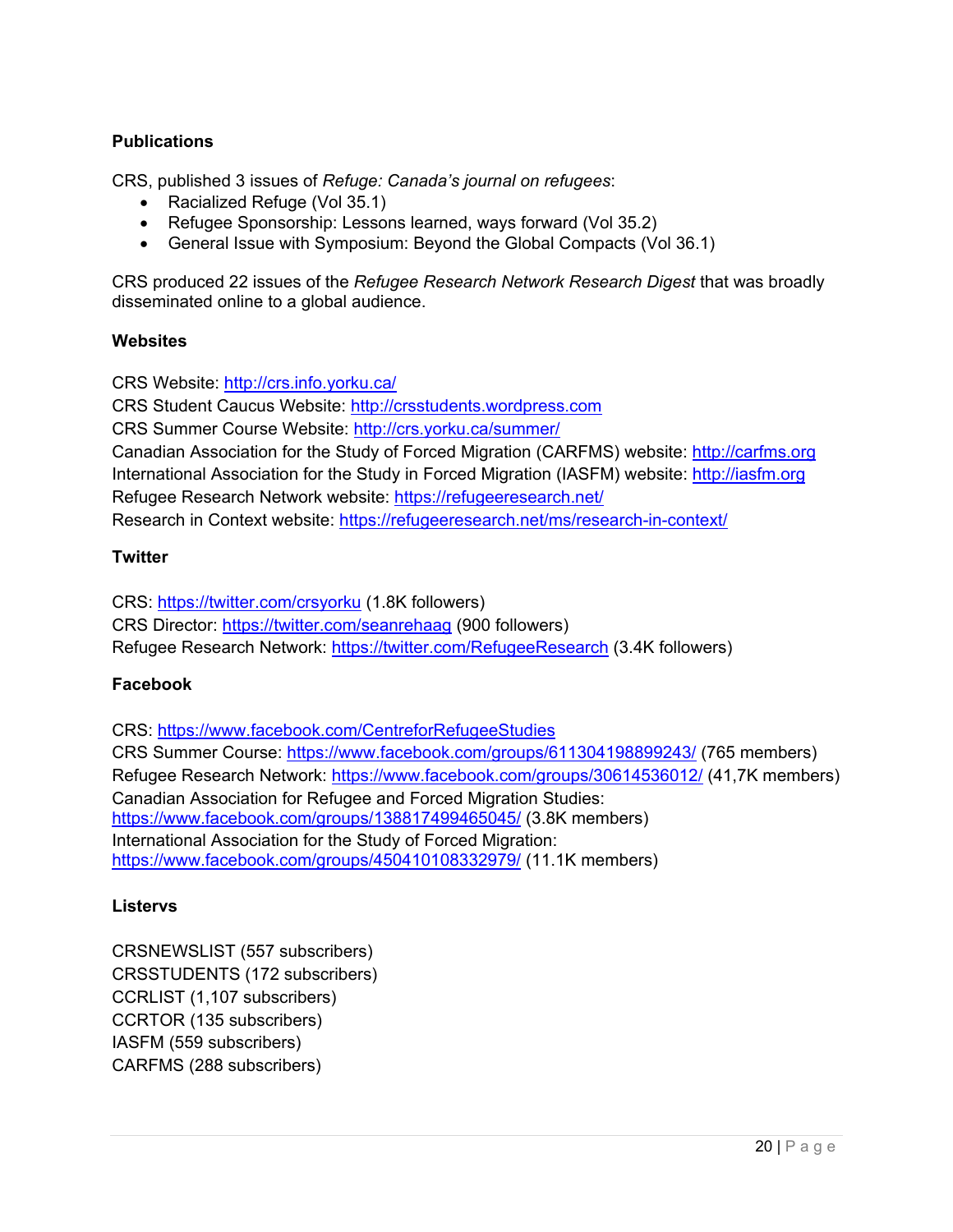**Publications**

CRS, published 3 issues of *Refuge: Canada's journal on refugees*:

- Racialized Refuge (Vol 35.1)
- Refugee Sponsorship: Lessons learned, ways forward (Vol 35.2)
- General Issue with Symposium: Beyond the Global Compacts (Vol 36.1)

CRS produced 22 issues of the *Refugee Research Network Research Digest* that was broadly disseminated online to a global audience.

**Websites**

CRS Website: http://crs.info.yorku.ca/
CRS Student Caucus Website: http://crsstudents.wordpress.com
CRS Summer Course Website: http://crs.yorku.ca/summer/
Canadian Association for the Study of Forced Migration (CARFMS) website: http://carfms.org
International Association for the Study in Forced Migration (IASFM) website: http://iasfm.org
Refugee Research Network website: https://refugeeresearch.net/
Research in Context website: https://refugeeresearch.net/ms/research-in-context/

**Twitter**

CRS: https://twitter.com/crsyorku (1.8K followers)
CRS Director: https://twitter.com/seanrehaag (900 followers)
Refugee Research Network: https://twitter.com/RefugeeResearch (3.4K followers)

**Facebook**

CRS: https://www.facebook.com/CentreforRefugeeStudies
CRS Summer Course: https://www.facebook.com/groups/611304198899243/ (765 members)
Refugee Research Network: https://www.facebook.com/groups/30614536012/ (41,7K members)
Canadian Association for Refugee and Forced Migration Studies:
https://www.facebook.com/groups/138817499465045/ (3.8K members)
International Association for the Study of Forced Migration:
https://www.facebook.com/groups/450410108332979/ (11.1K members)

**Listervs**

CRSNEWSLIST (557 subscribers)
CRSSTUDENTS (172 subscribers)
CCRLIST (1,107 subscribers)
CCRTOR (135 subscribers)
IASFM (559 subscribers)
CARFMS (288 subscribers)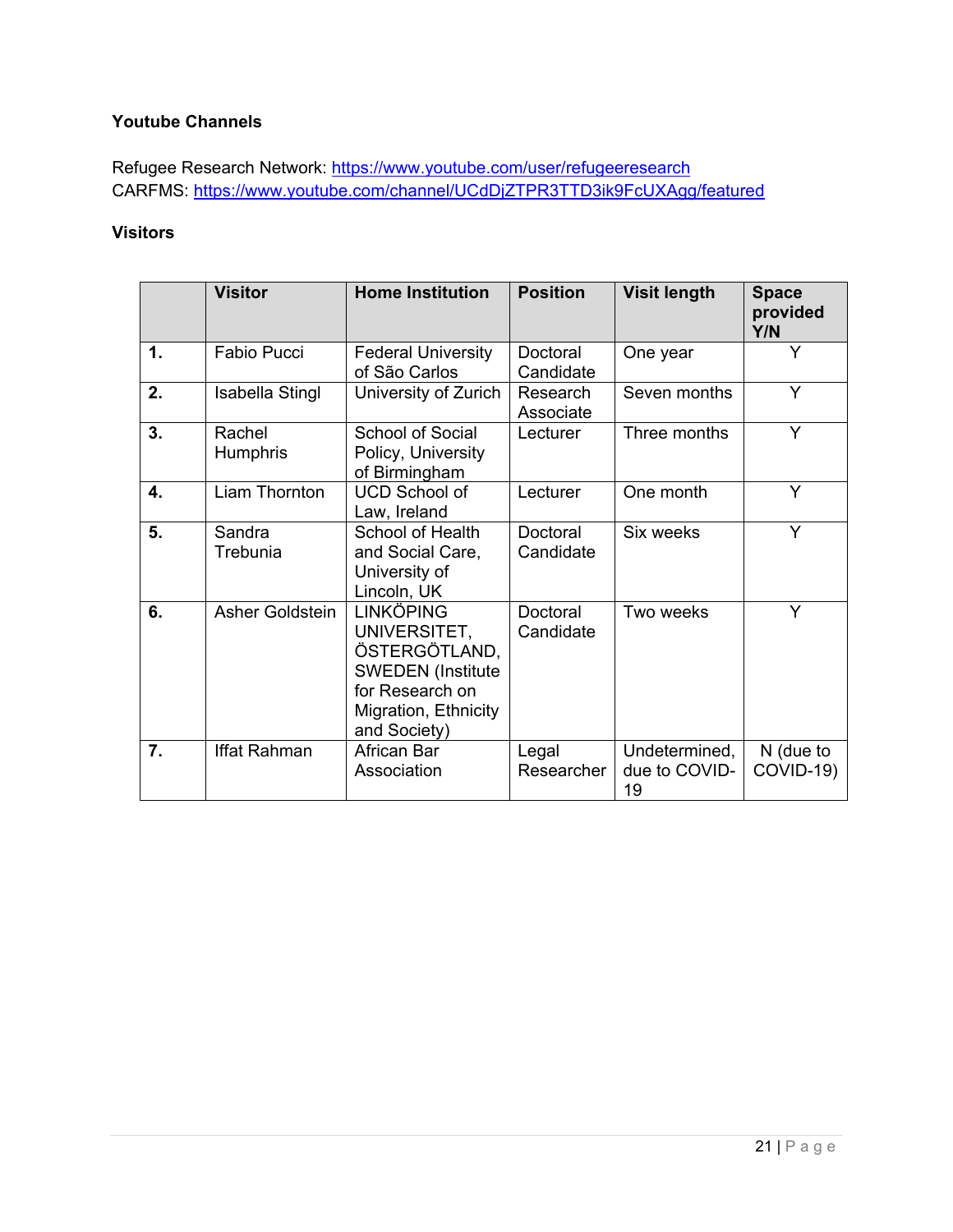**Youtube Channels**

Refugee Research Network: https://www.youtube.com/user/refugeeresearch
CARFMS: https://www.youtube.com/channel/UCdDjZTPR3TTD3ik9FcUXAgg/featured

**Visitors**

| | **Visitor** | **Home Institution** | **Position** | **Visit length** | **Space provided Y/N** |
|---|---|---|---|---|---|
| **1.** | Fabio Pucci | Federal University of São Carlos | Doctoral Candidate | One year | Y |
| **2.** | Isabella Stingl | University of Zurich | Research Associate | Seven months | Y |
| **3.** | Rachel Humphris | School of Social Policy, University of Birmingham | Lecturer | Three months | Y |
| **4.** | Liam Thornton | UCD School of Law, Ireland | Lecturer | One month | Y |
| **5.** | Sandra Trebunia | School of Health and Social Care, University of Lincoln, UK | Doctoral Candidate | Six weeks | Y |
| **6.** | Asher Goldstein | LINKÖPING UNIVERSITET, ÖSTERGÖTLAND, SWEDEN (Institute for Research on Migration, Ethnicity and Society) | Doctoral Candidate | Two weeks | Y |
| **7.** | Iffat Rahman | African Bar Association | Legal Researcher | Undetermined, due to COVID-19 | N (due to COVID-19) |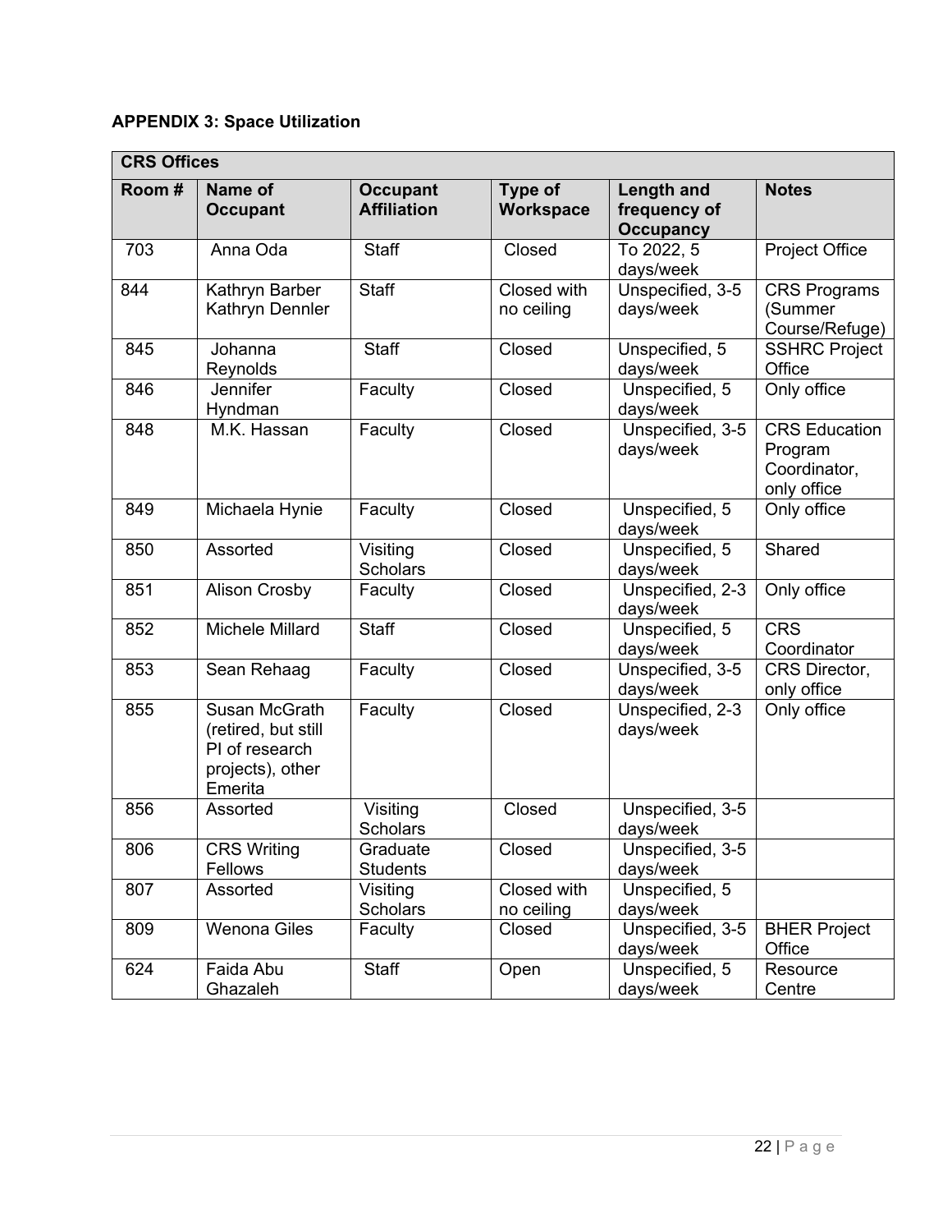**APPENDIX 3: Space Utilization**

| CRS Offices | | | | | |
|---|---|---|---|---|---|
| **Room #** | **Name of Occupant** | **Occupant Affiliation** | **Type of Workspace** | **Length and frequency of Occupancy** | **Notes** |
| 703 | Anna Oda | Staff | Closed | To 2022, 5 days/week | Project Office |
| 844 | Kathryn Barber Kathryn Dennler | Staff | Closed with no ceiling | Unspecified, 3-5 days/week | CRS Programs (Summer Course/Refuge) |
| 845 | Johanna Reynolds | Staff | Closed | Unspecified, 5 days/week | SSHRC Project Office |
| 846 | Jennifer Hyndman | Faculty | Closed | Unspecified, 5 days/week | Only office |
| 848 | M.K. Hassan | Faculty | Closed | Unspecified, 3-5 days/week | CRS Education Program Coordinator, only office |
| 849 | Michaela Hynie | Faculty | Closed | Unspecified, 5 days/week | Only office |
| 850 | Assorted | Visiting Scholars | Closed | Unspecified, 5 days/week | Shared |
| 851 | Alison Crosby | Faculty | Closed | Unspecified, 2-3 days/week | Only office |
| 852 | Michele Millard | Staff | Closed | Unspecified, 5 days/week | CRS Coordinator |
| 853 | Sean Rehaag | Faculty | Closed | Unspecified, 3-5 days/week | CRS Director, only office |
| 855 | Susan McGrath (retired, but still PI of research projects), other Emerita | Faculty | Closed | Unspecified, 2-3 days/week | Only office |
| 856 | Assorted | Visiting Scholars | Closed | Unspecified, 3-5 days/week | |
| 806 | CRS Writing Fellows | Graduate Students | Closed | Unspecified, 3-5 days/week | |
| 807 | Assorted | Visiting Scholars | Closed with no ceiling | Unspecified, 5 days/week | |
| 809 | Wenona Giles | Faculty | Closed | Unspecified, 3-5 days/week | BHER Project Office |
| 624 | Faida Abu Ghazaleh | Staff | Open | Unspecified, 5 days/week | Resource Centre |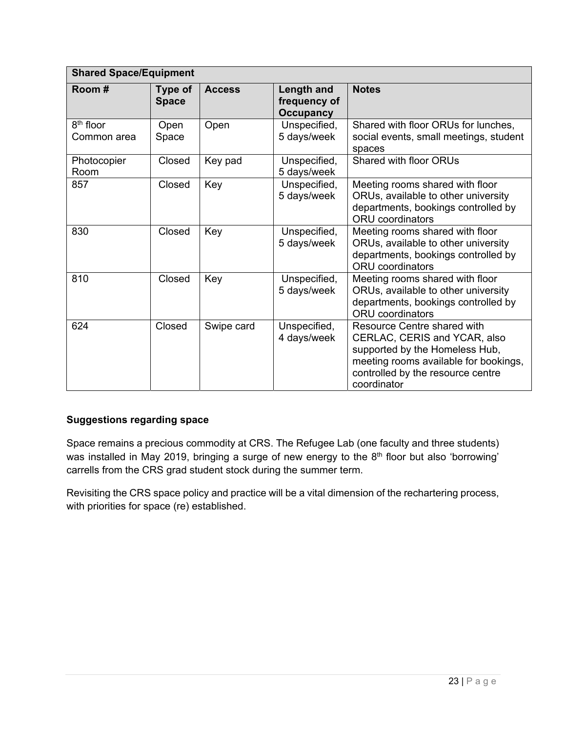| Shared Space/Equipment | | | | |
|---|---|---|---|---|
| **Room #** | **Type of Space** | **Access** | **Length and frequency of Occupancy** | **Notes** |
| 8th floor Common area | Open Space | Open | Unspecified, 5 days/week | Shared with floor ORUs for lunches, social events, small meetings, student spaces |
| Photocopier Room | Closed | Key pad | Unspecified, 5 days/week | Shared with floor ORUs |
| 857 | Closed | Key | Unspecified, 5 days/week | Meeting rooms shared with floor ORUs, available to other university departments, bookings controlled by ORU coordinators |
| 830 | Closed | Key | Unspecified, 5 days/week | Meeting rooms shared with floor ORUs, available to other university departments, bookings controlled by ORU coordinators |
| 810 | Closed | Key | Unspecified, 5 days/week | Meeting rooms shared with floor ORUs, available to other university departments, bookings controlled by ORU coordinators |
| 624 | Closed | Swipe card | Unspecified, 4 days/week | Resource Centre shared with CERLAC, CERIS and YCAR, also supported by the Homeless Hub, meeting rooms available for bookings, controlled by the resource centre coordinator |

**Suggestions regarding space**

Space remains a precious commodity at CRS. The Refugee Lab (one faculty and three students) was installed in May 2019, bringing a surge of new energy to the 8th floor but also 'borrowing' carrells from the CRS grad student stock during the summer term.

Revisiting the CRS space policy and practice will be a vital dimension of the rechartering process, with priorities for space (re) established.